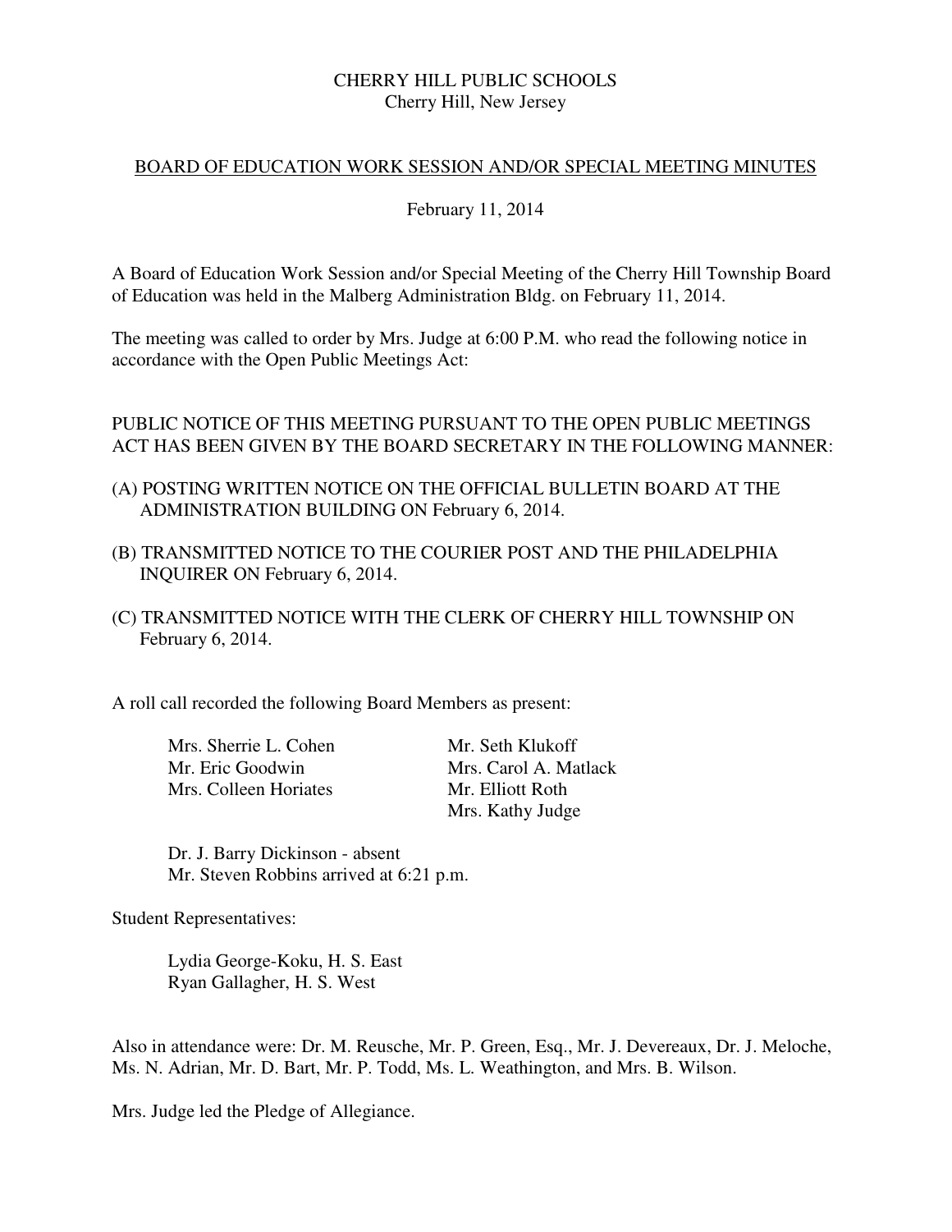CHERRY HILL PUBLIC SCHOOLS
Cherry Hill, New Jersey

## BOARD OF EDUCATION WORK SESSION AND/OR SPECIAL MEETING MINUTES

February 11, 2014

A Board of Education Work Session and/or Special Meeting of the Cherry Hill Township Board of Education was held in the Malberg Administration Bldg. on February 11, 2014.

The meeting was called to order by Mrs. Judge at 6:00 P.M. who read the following notice in accordance with the Open Public Meetings Act:

PUBLIC NOTICE OF THIS MEETING PURSUANT TO THE OPEN PUBLIC MEETINGS ACT HAS BEEN GIVEN BY THE BOARD SECRETARY IN THE FOLLOWING MANNER:

(A) POSTING WRITTEN NOTICE ON THE OFFICIAL BULLETIN BOARD AT THE ADMINISTRATION BUILDING ON February 6, 2014.

(B) TRANSMITTED NOTICE TO THE COURIER POST AND THE PHILADELPHIA INQUIRER ON February 6, 2014.

(C) TRANSMITTED NOTICE WITH THE CLERK OF CHERRY HILL TOWNSHIP ON February 6, 2014.

A roll call recorded the following Board Members as present:

Mrs. Sherrie L. Cohen
Mr. Eric Goodwin
Mrs. Colleen Horiates
Mr. Seth Klukoff
Mrs. Carol A. Matlack
Mr. Elliott Roth
Mrs. Kathy Judge

Dr. J. Barry Dickinson - absent
Mr. Steven Robbins arrived at 6:21 p.m.

Student Representatives:

Lydia George-Koku, H. S. East
Ryan Gallagher, H. S. West

Also in attendance were: Dr. M. Reusche, Mr. P. Green, Esq., Mr. J. Devereaux, Dr. J. Meloche, Ms. N. Adrian, Mr. D. Bart, Mr. P. Todd, Ms. L. Weathington, and Mrs. B. Wilson.

Mrs. Judge led the Pledge of Allegiance.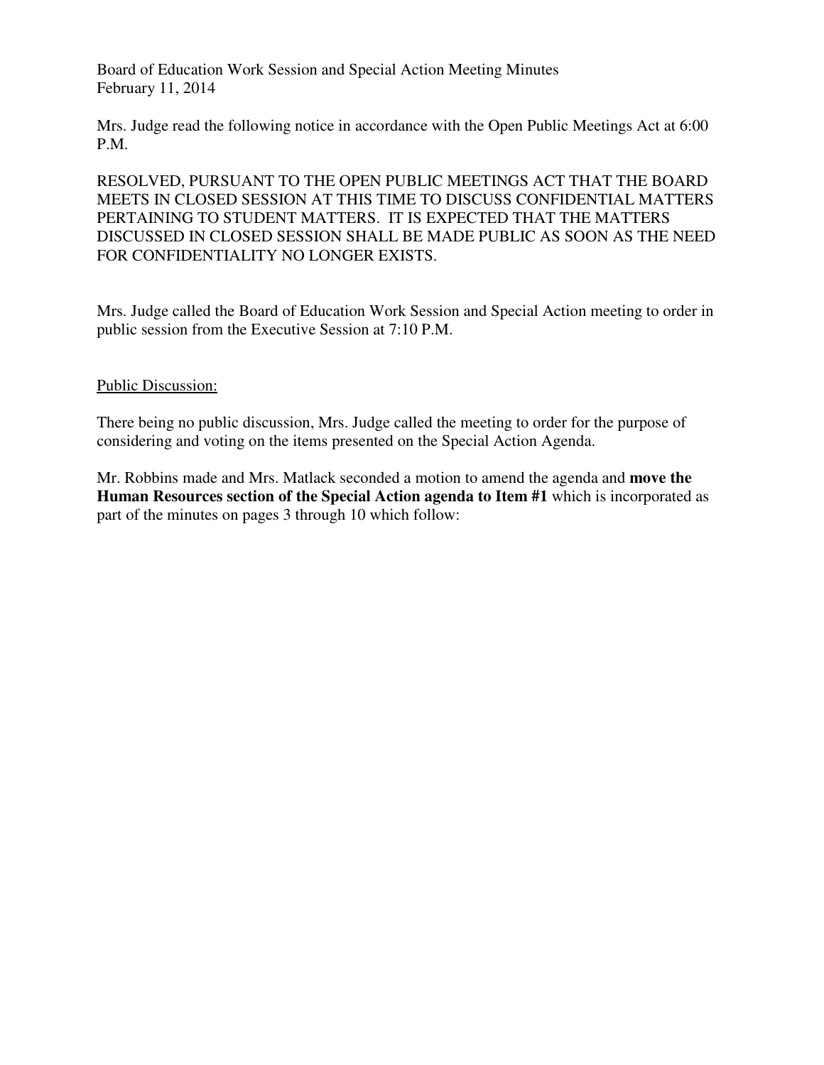Board of Education Work Session and Special Action Meeting Minutes
February 11, 2014

Mrs. Judge read the following notice in accordance with the Open Public Meetings Act at 6:00 P.M.

RESOLVED, PURSUANT TO THE OPEN PUBLIC MEETINGS ACT THAT THE BOARD MEETS IN CLOSED SESSION AT THIS TIME TO DISCUSS CONFIDENTIAL MATTERS PERTAINING TO STUDENT MATTERS. IT IS EXPECTED THAT THE MATTERS DISCUSSED IN CLOSED SESSION SHALL BE MADE PUBLIC AS SOON AS THE NEED FOR CONFIDENTIALITY NO LONGER EXISTS.

Mrs. Judge called the Board of Education Work Session and Special Action meeting to order in public session from the Executive Session at 7:10 P.M.

<u>Public Discussion:</u>

There being no public discussion, Mrs. Judge called the meeting to order for the purpose of considering and voting on the items presented on the Special Action Agenda.

Mr. Robbins made and Mrs. Matlack seconded a motion to amend the agenda and **move the Human Resources section of the Special Action agenda to Item #1** which is incorporated as part of the minutes on pages 3 through 10 which follow: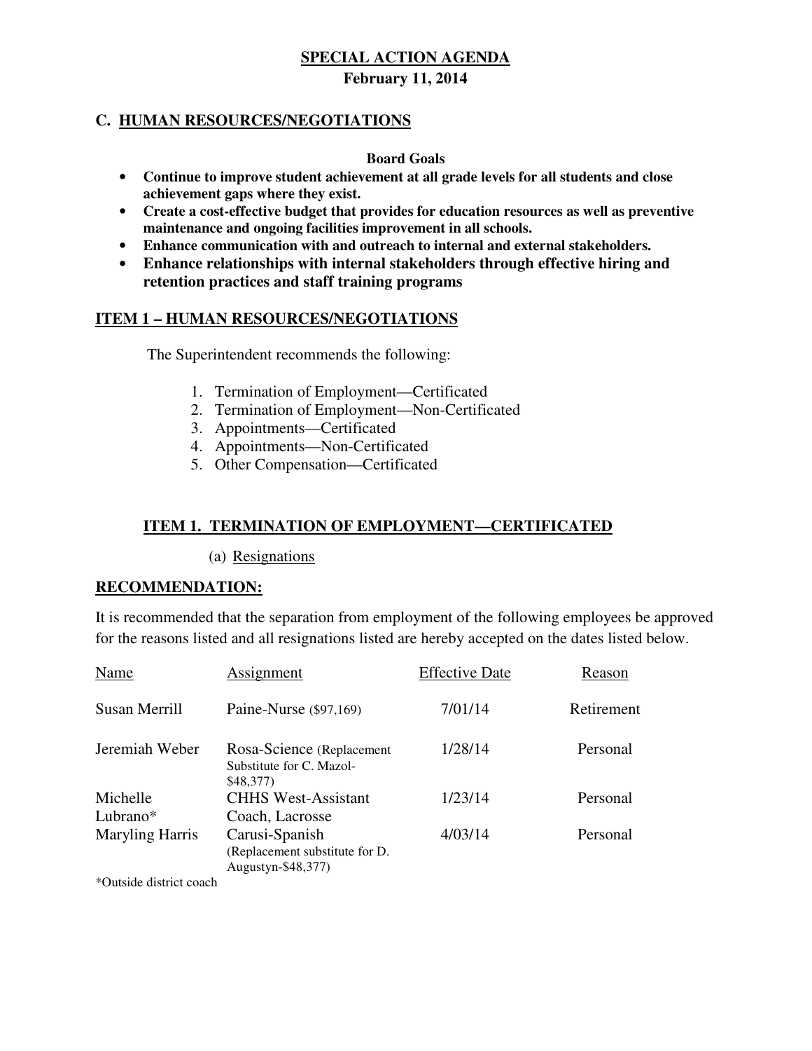**SPECIAL ACTION AGENDA**

**February 11, 2014**

## C. HUMAN RESOURCES/NEGOTIATIONS

**Board Goals**

- **Continue to improve student achievement at all grade levels for all students and close achievement gaps where they exist.**
- **Create a cost-effective budget that provides for education resources as well as preventive maintenance and ongoing facilities improvement in all schools.**
- **Enhance communication with and outreach to internal and external stakeholders.**
- **Enhance relationships with internal stakeholders through effective hiring and retention practices and staff training programs**

## ITEM 1 – HUMAN RESOURCES/NEGOTIATIONS

The Superintendent recommends the following:

1. Termination of Employment—Certificated
2. Termination of Employment—Non-Certificated
3. Appointments—Certificated
4. Appointments—Non-Certificated
5. Other Compensation—Certificated

### ITEM 1. TERMINATION OF EMPLOYMENT—CERTIFICATED

(a) Resignations

**RECOMMENDATION:**

It is recommended that the separation from employment of the following employees be approved for the reasons listed and all resignations listed are hereby accepted on the dates listed below.

| Name | Assignment | Effective Date | Reason |
|---|---|---|---|
| Susan Merrill | Paine-Nurse ($97,169) | 7/01/14 | Retirement |
| Jeremiah Weber | Rosa-Science (Replacement Substitute for C. Mazol-$48,377) | 1/28/14 | Personal |
| Michelle Lubrano* | CHHS West-Assistant Coach, Lacrosse | 1/23/14 | Personal |
| Maryling Harris | Carusi-Spanish (Replacement substitute for D. Augustyn-$48,377) | 4/03/14 | Personal |

*Outside district coach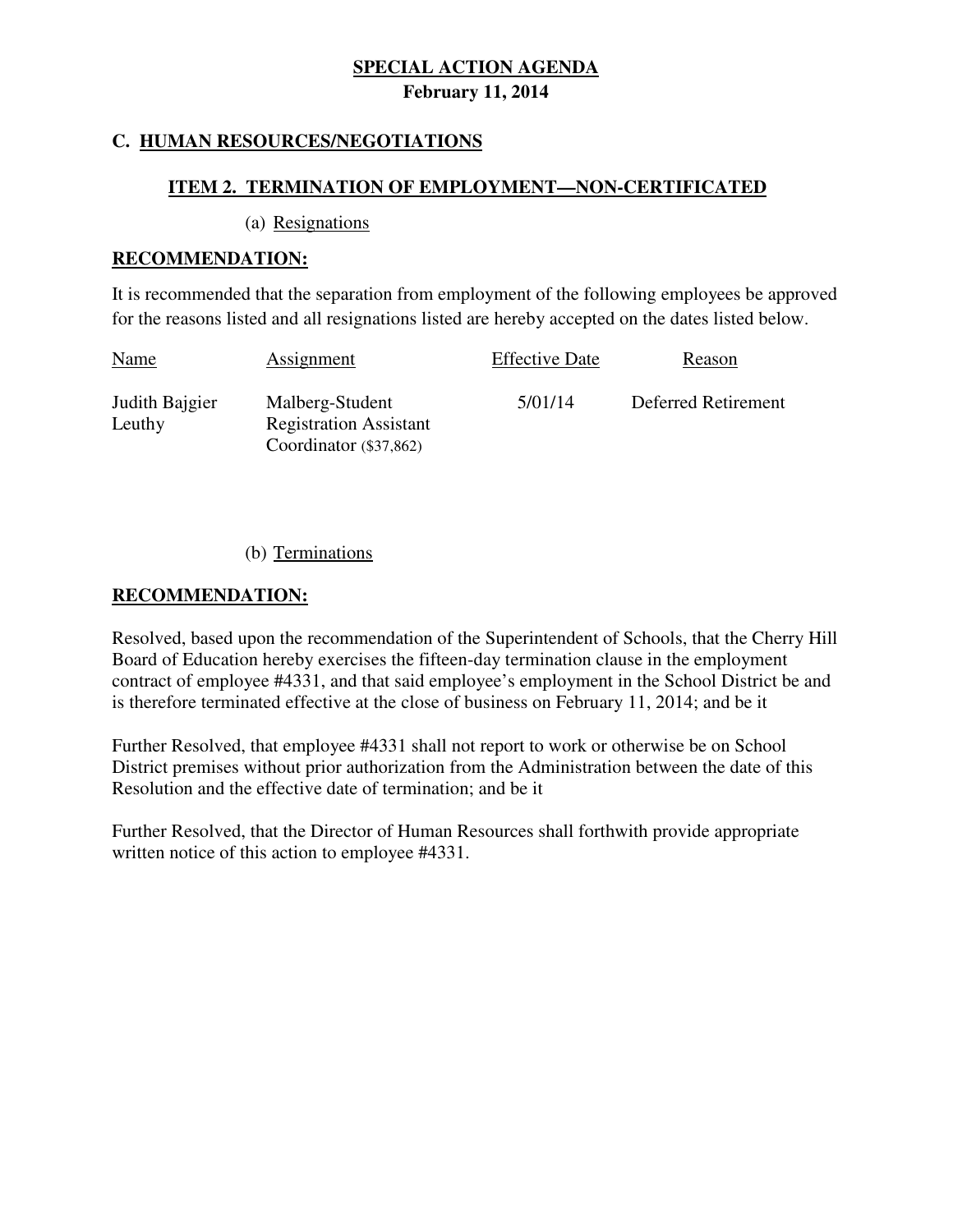**SPECIAL ACTION AGENDA**
**February 11, 2014**

## C. HUMAN RESOURCES/NEGOTIATIONS

### ITEM 2. TERMINATION OF EMPLOYMENT—NON-CERTIFICATED

(a) Resignations

**RECOMMENDATION:**

It is recommended that the separation from employment of the following employees be approved for the reasons listed and all resignations listed are hereby accepted on the dates listed below.

| Name | Assignment | Effective Date | Reason |
|---|---|---|---|
| Judith Bajgier Leuthy | Malberg-Student Registration Assistant Coordinator ($37,862) | 5/01/14 | Deferred Retirement |

(b) Terminations

**RECOMMENDATION:**

Resolved, based upon the recommendation of the Superintendent of Schools, that the Cherry Hill Board of Education hereby exercises the fifteen-day termination clause in the employment contract of employee #4331, and that said employee's employment in the School District be and is therefore terminated effective at the close of business on February 11, 2014; and be it

Further Resolved, that employee #4331 shall not report to work or otherwise be on School District premises without prior authorization from the Administration between the date of this Resolution and the effective date of termination; and be it

Further Resolved, that the Director of Human Resources shall forthwith provide appropriate written notice of this action to employee #4331.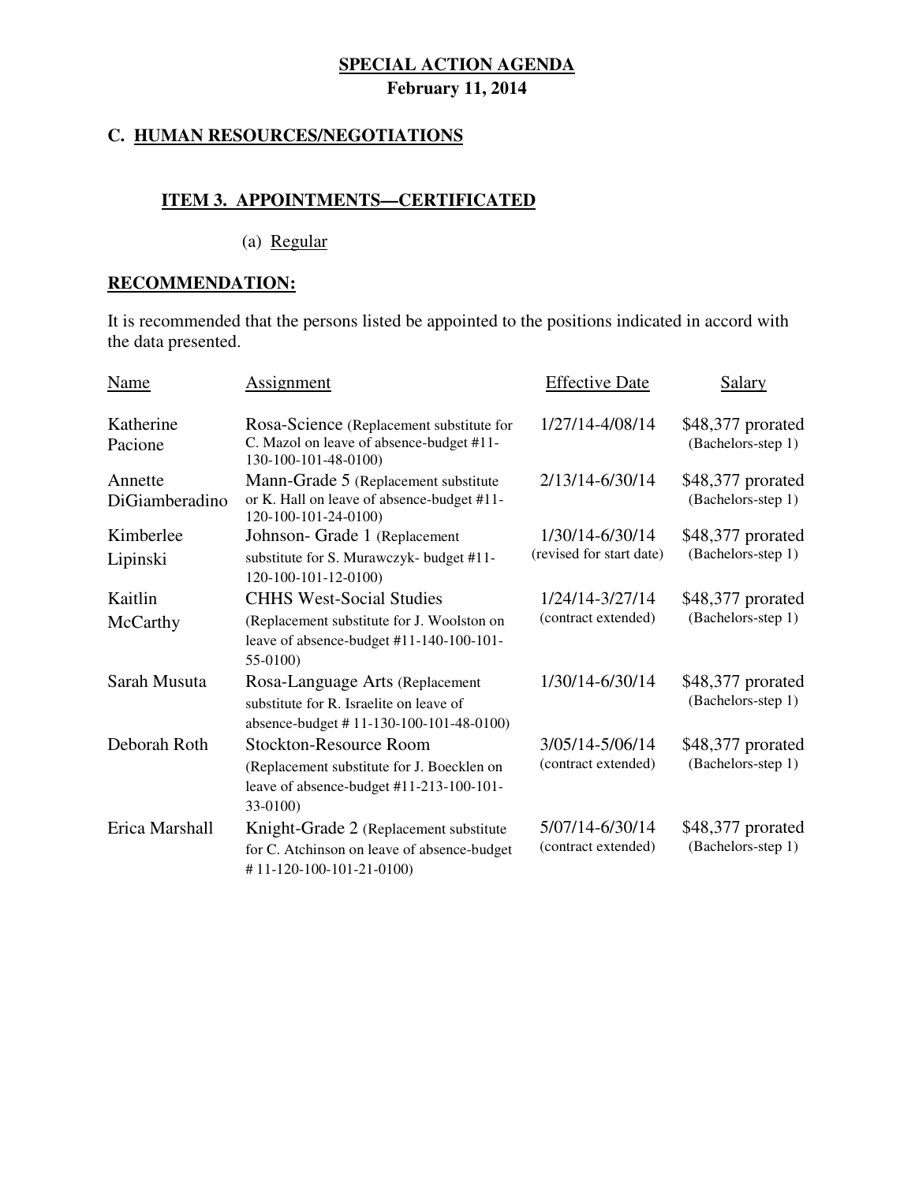**SPECIAL ACTION AGENDA**
**February 11, 2014**

## C. HUMAN RESOURCES/NEGOTIATIONS

### ITEM 3. APPOINTMENTS—CERTIFICATED

(a) Regular

**RECOMMENDATION:**

It is recommended that the persons listed be appointed to the positions indicated in accord with the data presented.

| Name | Assignment | Effective Date | Salary |
|---|---|---|---|
| Katherine Pacione | Rosa-Science (Replacement substitute for C. Mazol on leave of absence-budget #11-130-100-101-48-0100) | 1/27/14-4/08/14 | $48,377 prorated (Bachelors-step 1) |
| Annette DiGiamberadino | Mann-Grade 5 (Replacement substitute or K. Hall on leave of absence-budget #11-120-100-101-24-0100) | 2/13/14-6/30/14 | $48,377 prorated (Bachelors-step 1) |
| Kimberlee Lipinski | Johnson- Grade 1 (Replacement substitute for S. Murawczyk- budget #11-120-100-101-12-0100) | 1/30/14-6/30/14 (revised for start date) | $48,377 prorated (Bachelors-step 1) |
| Kaitlin McCarthy | CHHS West-Social Studies (Replacement substitute for J. Woolston on leave of absence-budget #11-140-100-101-55-0100) | 1/24/14-3/27/14 (contract extended) | $48,377 prorated (Bachelors-step 1) |
| Sarah Musuta | Rosa-Language Arts (Replacement substitute for R. Israelite on leave of absence-budget # 11-130-100-101-48-0100) | 1/30/14-6/30/14 | $48,377 prorated (Bachelors-step 1) |
| Deborah Roth | Stockton-Resource Room (Replacement substitute for J. Boecklen on leave of absence-budget #11-213-100-101-33-0100) | 3/05/14-5/06/14 (contract extended) | $48,377 prorated (Bachelors-step 1) |
| Erica Marshall | Knight-Grade 2 (Replacement substitute for C. Atchinson on leave of absence-budget # 11-120-100-101-21-0100) | 5/07/14-6/30/14 (contract extended) | $48,377 prorated (Bachelors-step 1) |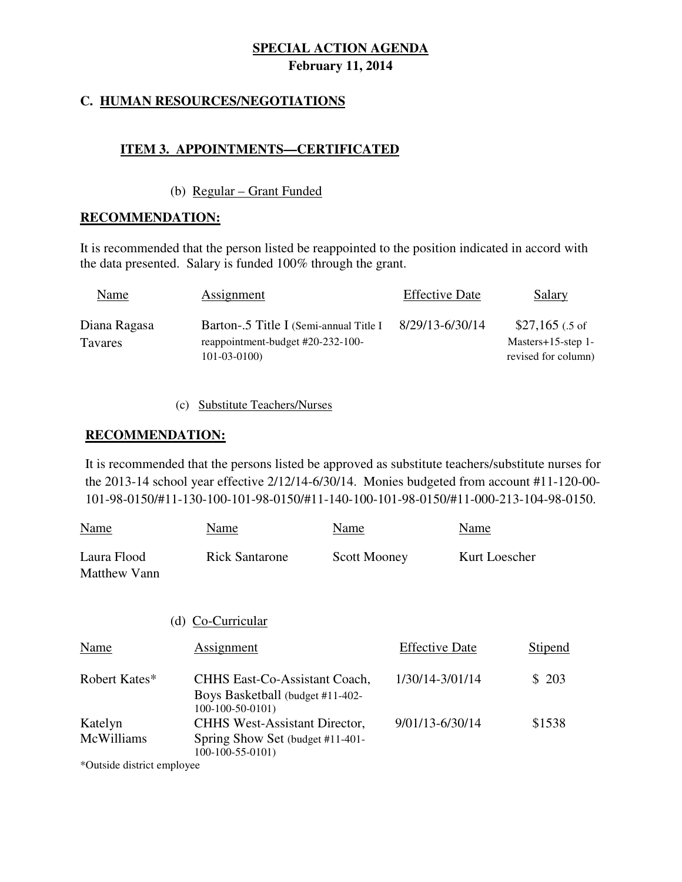## SPECIAL ACTION AGENDA

**February 11, 2014**

### C. HUMAN RESOURCES/NEGOTIATIONS

#### ITEM 3. APPOINTMENTS—CERTIFICATED

(b) Regular – Grant Funded

**RECOMMENDATION:**

It is recommended that the person listed be reappointed to the position indicated in accord with the data presented. Salary is funded 100% through the grant.

| Name | Assignment | Effective Date | Salary |
|---|---|---|---|
| Diana Ragasa Tavares | Barton-.5 Title I (Semi-annual Title I reappointment-budget #20-232-100-101-03-0100) | 8/29/13-6/30/14 | $27,165 (.5 of Masters+15-step 1-revised for column) |

(c) Substitute Teachers/Nurses

**RECOMMENDATION:**

It is recommended that the persons listed be approved as substitute teachers/substitute nurses for the 2013-14 school year effective 2/12/14-6/30/14. Monies budgeted from account #11-120-00-101-98-0150/#11-130-100-101-98-0150/#11-140-100-101-98-0150/#11-000-213-104-98-0150.

| Name | Name | Name | Name |
|---|---|---|---|
| Laura Flood | Rick Santarone | Scott Mooney | Kurt Loescher |
| Matthew Vann | | | |

(d) Co-Curricular

| Name | Assignment | Effective Date | Stipend |
|---|---|---|---|
| Robert Kates* | CHHS East-Co-Assistant Coach, Boys Basketball (budget #11-402-100-100-50-0101) | 1/30/14-3/01/14 | $ 203 |
| Katelyn McWilliams | CHHS West-Assistant Director, Spring Show Set (budget #11-401-100-100-55-0101) | 9/01/13-6/30/14 | $1538 |

*Outside district employee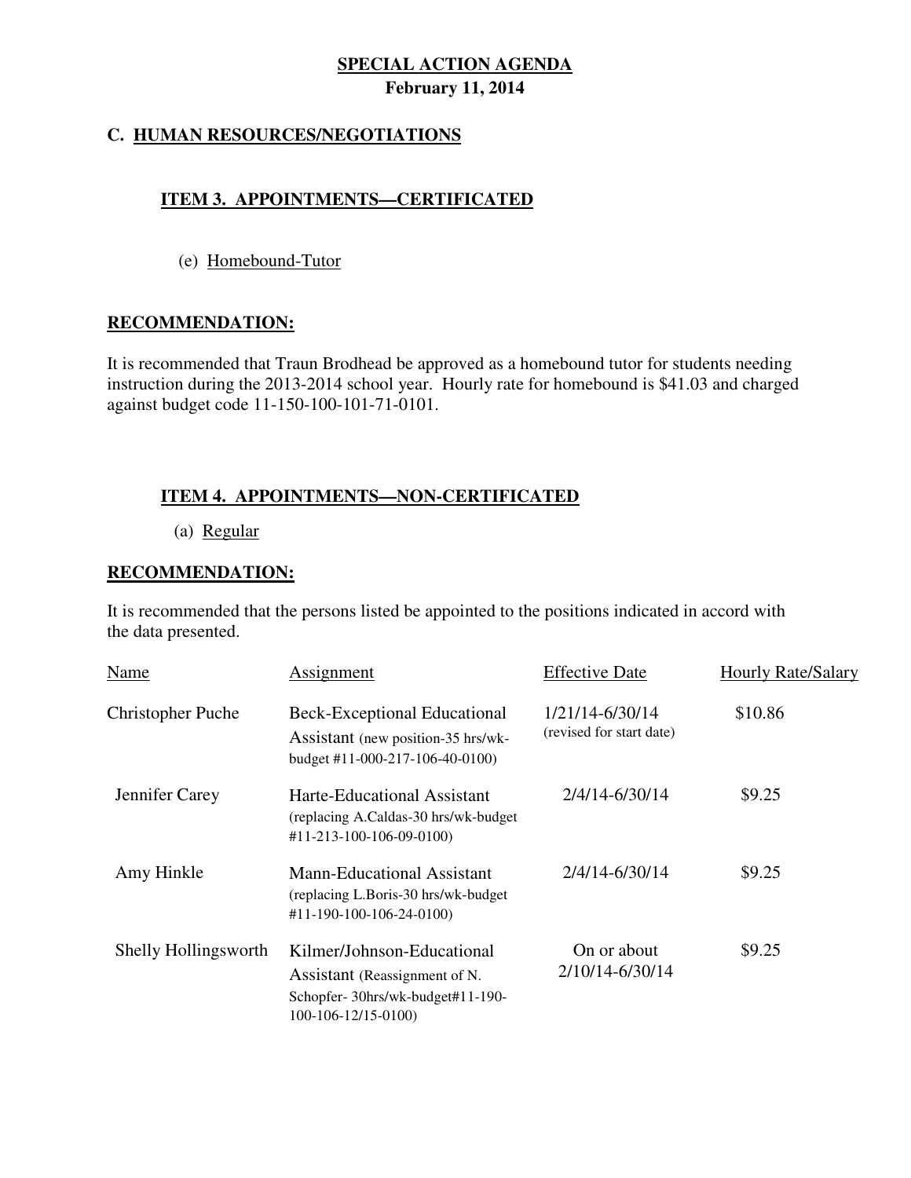**SPECIAL ACTION AGENDA**
**February 11, 2014**

## C. HUMAN RESOURCES/NEGOTIATIONS

### ITEM 3. APPOINTMENTS—CERTIFICATED

(e) Homebound-Tutor

**RECOMMENDATION:**

It is recommended that Traun Brodhead be approved as a homebound tutor for students needing instruction during the 2013-2014 school year. Hourly rate for homebound is $41.03 and charged against budget code 11-150-100-101-71-0101.

### ITEM 4. APPOINTMENTS—NON-CERTIFICATED

(a) Regular

**RECOMMENDATION:**

It is recommended that the persons listed be appointed to the positions indicated in accord with the data presented.

| Name | Assignment | Effective Date | Hourly Rate/Salary |
|---|---|---|---|
| Christopher Puche | Beck-Exceptional Educational Assistant (new position-35 hrs/wk-budget #11-000-217-106-40-0100) | 1/21/14-6/30/14 (revised for start date) | $10.86 |
| Jennifer Carey | Harte-Educational Assistant (replacing A.Caldas-30 hrs/wk-budget #11-213-100-106-09-0100) | 2/4/14-6/30/14 | $9.25 |
| Amy Hinkle | Mann-Educational Assistant (replacing L.Boris-30 hrs/wk-budget #11-190-100-106-24-0100) | 2/4/14-6/30/14 | $9.25 |
| Shelly Hollingsworth | Kilmer/Johnson-Educational Assistant (Reassignment of N. Schopfer- 30hrs/wk-budget#11-190-100-106-12/15-0100) | On or about 2/10/14-6/30/14 | $9.25 |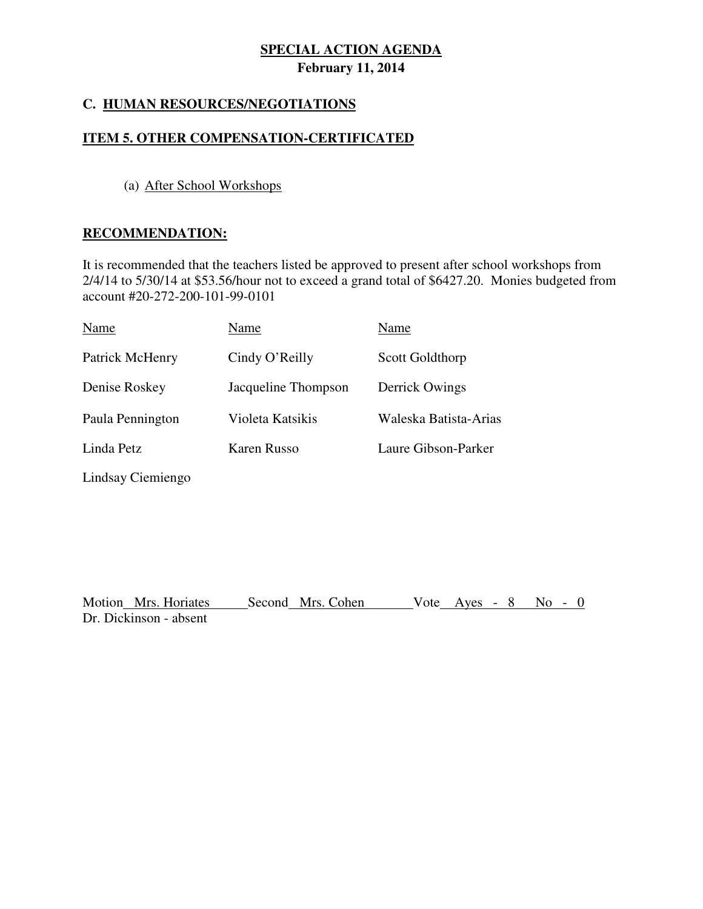**SPECIAL ACTION AGENDA**
**February 11, 2014**

## C. HUMAN RESOURCES/NEGOTIATIONS

### ITEM 5. OTHER COMPENSATION-CERTIFICATED

(a) After School Workshops

**RECOMMENDATION:**

It is recommended that the teachers listed be approved to present after school workshops from 2/4/14 to 5/30/14 at $53.56/hour not to exceed a grand total of $6427.20. Monies budgeted from account #20-272-200-101-99-0101

| Name | Name | Name |
|---|---|---|
| Patrick McHenry | Cindy O'Reilly | Scott Goldthorp |
| Denise Roskey | Jacqueline Thompson | Derrick Owings |
| Paula Pennington | Violeta Katsikis | Waleska Batista-Arias |
| Linda Petz | Karen Russo | Laure Gibson-Parker |
| Lindsay Ciemiengo | | |

Motion Mrs. Horiates Second Mrs. Cohen Vote Ayes - 8 No - 0
Dr. Dickinson - absent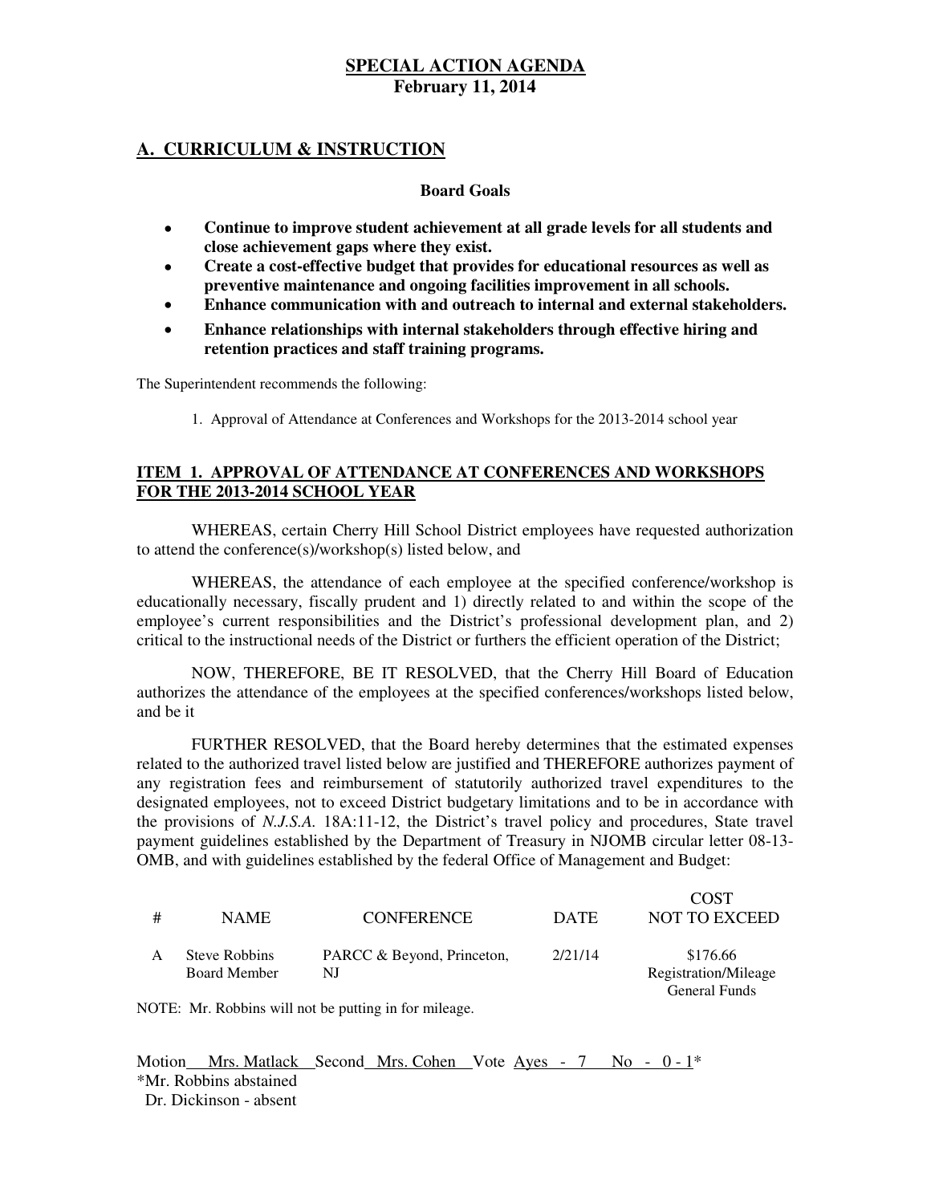# SPECIAL ACTION AGENDA
**February 11, 2014**

## A. CURRICULUM & INSTRUCTION

**Board Goals**

- **Continue to improve student achievement at all grade levels for all students and close achievement gaps where they exist.**
- **Create a cost-effective budget that provides for educational resources as well as preventive maintenance and ongoing facilities improvement in all schools.**
- **Enhance communication with and outreach to internal and external stakeholders.**
- **Enhance relationships with internal stakeholders through effective hiring and retention practices and staff training programs.**

The Superintendent recommends the following:

1. Approval of Attendance at Conferences and Workshops for the 2013-2014 school year

### ITEM 1. APPROVAL OF ATTENDANCE AT CONFERENCES AND WORKSHOPS FOR THE 2013-2014 SCHOOL YEAR

WHEREAS, certain Cherry Hill School District employees have requested authorization to attend the conference(s)/workshop(s) listed below, and

WHEREAS, the attendance of each employee at the specified conference/workshop is educationally necessary, fiscally prudent and 1) directly related to and within the scope of the employee's current responsibilities and the District's professional development plan, and 2) critical to the instructional needs of the District or furthers the efficient operation of the District;

NOW, THEREFORE, BE IT RESOLVED, that the Cherry Hill Board of Education authorizes the attendance of the employees at the specified conferences/workshops listed below, and be it

FURTHER RESOLVED, that the Board hereby determines that the estimated expenses related to the authorized travel listed below are justified and THEREFORE authorizes payment of any registration fees and reimbursement of statutorily authorized travel expenditures to the designated employees, not to exceed District budgetary limitations and to be in accordance with the provisions of *N.J.S.A.* 18A:11-12, the District's travel policy and procedures, State travel payment guidelines established by the Department of Treasury in NJOMB circular letter 08-13-OMB, and with guidelines established by the federal Office of Management and Budget:

| # | NAME | CONFERENCE | DATE | COST NOT TO EXCEED |
|---|---|---|---|---|
| A | Steve Robbins<br>Board Member | PARCC & Beyond, Princeton, NJ | 2/21/14 | $176.66<br>Registration/Mileage<br>General Funds |

NOTE: Mr. Robbins will not be putting in for mileage.

Motion Mrs. Matlack Second Mrs. Cohen Vote Ayes - 7 No - 0 - 1*
*Mr. Robbins abstained
Dr. Dickinson - absent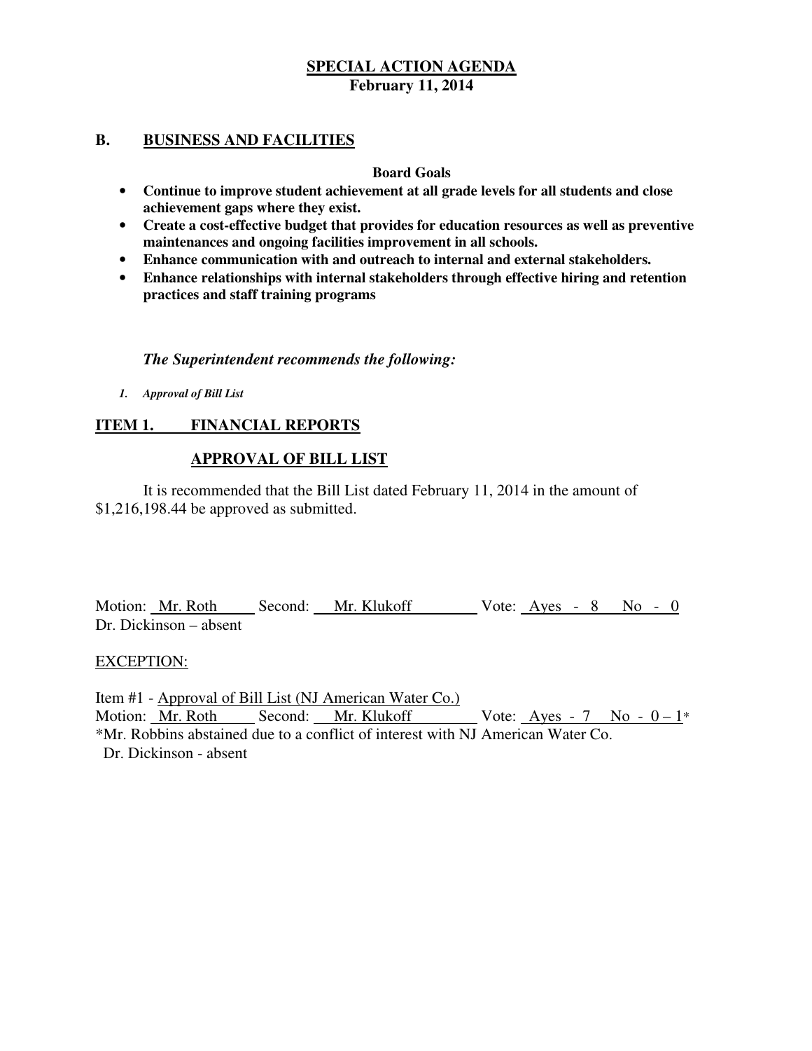**SPECIAL ACTION AGENDA**
**February 11, 2014**

## B. BUSINESS AND FACILITIES

**Board Goals**

- **Continue to improve student achievement at all grade levels for all students and close achievement gaps where they exist.**
- **Create a cost-effective budget that provides for education resources as well as preventive maintenances and ongoing facilities improvement in all schools.**
- **Enhance communication with and outreach to internal and external stakeholders.**
- **Enhance relationships with internal stakeholders through effective hiring and retention practices and staff training programs**

***The Superintendent recommends the following:***

1. *Approval of Bill List*

## ITEM 1. FINANCIAL REPORTS

### APPROVAL OF BILL LIST

It is recommended that the Bill List dated February 11, 2014 in the amount of $1,216,198.44 be approved as submitted.

Motion: Mr. Roth Second: Mr. Klukoff Vote: Ayes - 8 No - 0
Dr. Dickinson – absent

EXCEPTION:

Item #1 - Approval of Bill List (NJ American Water Co.)
Motion: Mr. Roth Second: Mr. Klukoff Vote: Ayes - 7 No - 0 – 1*
*Mr. Robbins abstained due to a conflict of interest with NJ American Water Co.
Dr. Dickinson - absent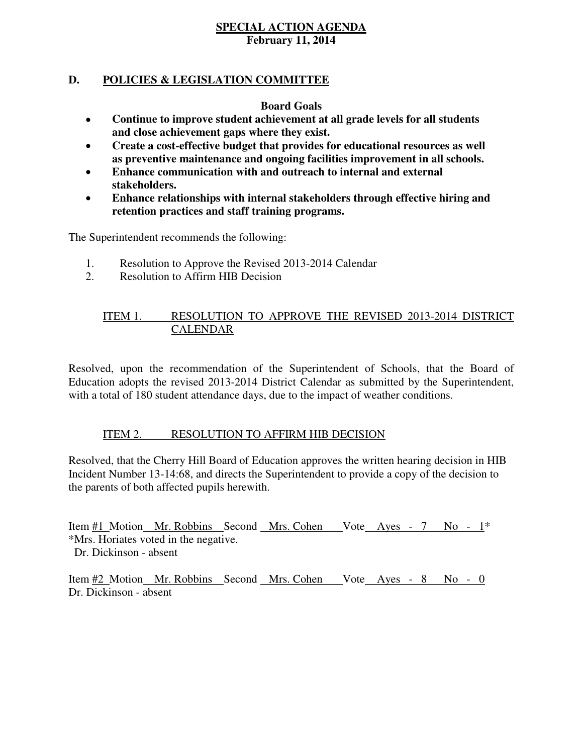**SPECIAL ACTION AGENDA**
**February 11, 2014**

## D. POLICIES & LEGISLATION COMMITTEE

**Board Goals**

- **Continue to improve student achievement at all grade levels for all students and close achievement gaps where they exist.**
- **Create a cost-effective budget that provides for educational resources as well as preventive maintenance and ongoing facilities improvement in all schools.**
- **Enhance communication with and outreach to internal and external stakeholders.**
- **Enhance relationships with internal stakeholders through effective hiring and retention practices and staff training programs.**

The Superintendent recommends the following:

1. Resolution to Approve the Revised 2013-2014 Calendar
2. Resolution to Affirm HIB Decision

### ITEM 1. RESOLUTION TO APPROVE THE REVISED 2013-2014 DISTRICT CALENDAR

Resolved, upon the recommendation of the Superintendent of Schools, that the Board of Education adopts the revised 2013-2014 District Calendar as submitted by the Superintendent, with a total of 180 student attendance days, due to the impact of weather conditions.

### ITEM 2. RESOLUTION TO AFFIRM HIB DECISION

Resolved, that the Cherry Hill Board of Education approves the written hearing decision in HIB Incident Number 13-14:68, and directs the Superintendent to provide a copy of the decision to the parents of both affected pupils herewith.

Item #1 Motion Mr. Robbins Second Mrs. Cohen Vote Ayes - 7 No - 1*
*Mrs. Horiates voted in the negative.
Dr. Dickinson - absent

Item #2 Motion Mr. Robbins Second Mrs. Cohen Vote Ayes - 8 No - 0
Dr. Dickinson - absent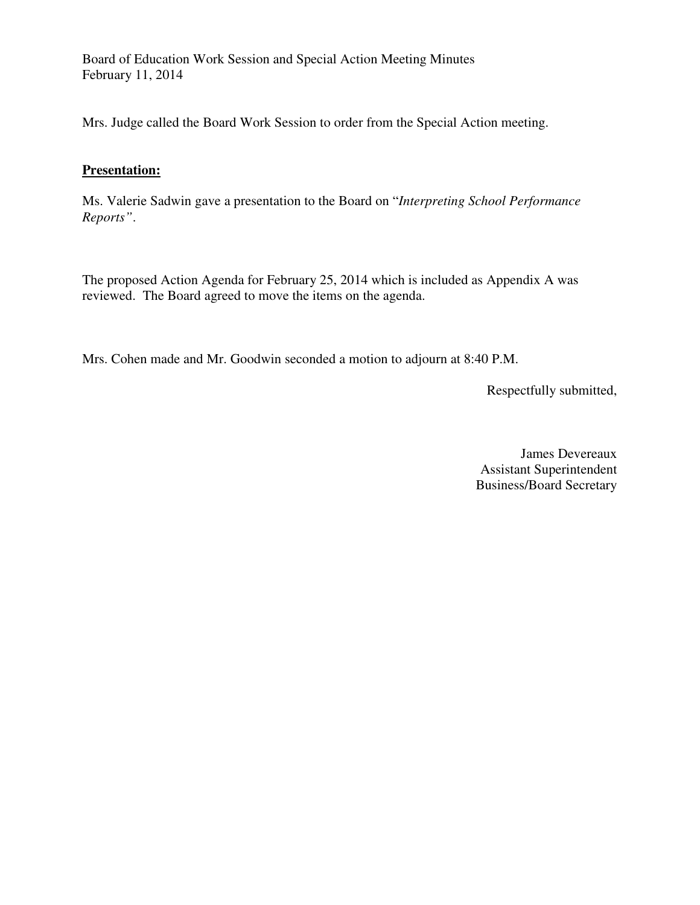Board of Education Work Session and Special Action Meeting Minutes
February 11, 2014

Mrs. Judge called the Board Work Session to order from the Special Action meeting.

**Presentation:**

Ms. Valerie Sadwin gave a presentation to the Board on "*Interpreting School Performance Reports"*.

The proposed Action Agenda for February 25, 2014 which is included as Appendix A was reviewed. The Board agreed to move the items on the agenda.

Mrs. Cohen made and Mr. Goodwin seconded a motion to adjourn at 8:40 P.M.

Respectfully submitted,

James Devereaux
Assistant Superintendent
Business/Board Secretary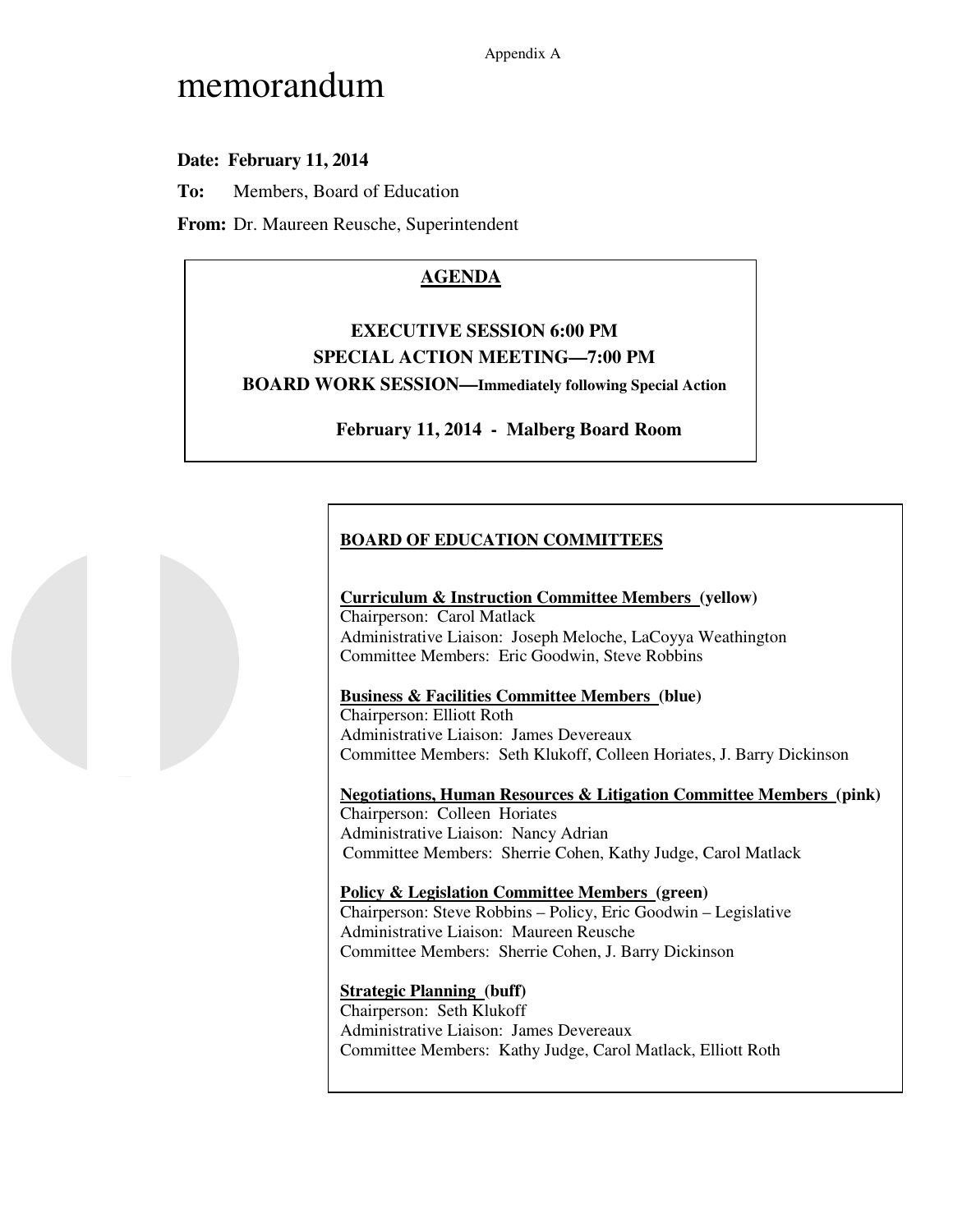Appendix A

# memorandum

**Date: February 11, 2014**

**To:** Members, Board of Education

**From:** Dr. Maureen Reusche, Superintendent

## AGENDA

**EXECUTIVE SESSION 6:00 PM**

**SPECIAL ACTION MEETING—7:00 PM**

**BOARD WORK SESSION—Immediately following Special Action**

**February 11, 2014 - Malberg Board Room**

### BOARD OF EDUCATION COMMITTEES

**Curriculum & Instruction Committee Members (yellow)**
Chairperson: Carol Matlack
Administrative Liaison: Joseph Meloche, LaCoyya Weathington
Committee Members: Eric Goodwin, Steve Robbins

**Business & Facilities Committee Members (blue)**
Chairperson: Elliott Roth
Administrative Liaison: James Devereaux
Committee Members: Seth Klukoff, Colleen Horiates, J. Barry Dickinson

**Negotiations, Human Resources & Litigation Committee Members (pink)**
Chairperson: Colleen Horiates
Administrative Liaison: Nancy Adrian
Committee Members: Sherrie Cohen, Kathy Judge, Carol Matlack

**Policy & Legislation Committee Members (green)**
Chairperson: Steve Robbins – Policy, Eric Goodwin – Legislative
Administrative Liaison: Maureen Reusche
Committee Members: Sherrie Cohen, J. Barry Dickinson

**Strategic Planning (buff)**
Chairperson: Seth Klukoff
Administrative Liaison: James Devereaux
Committee Members: Kathy Judge, Carol Matlack, Elliott Roth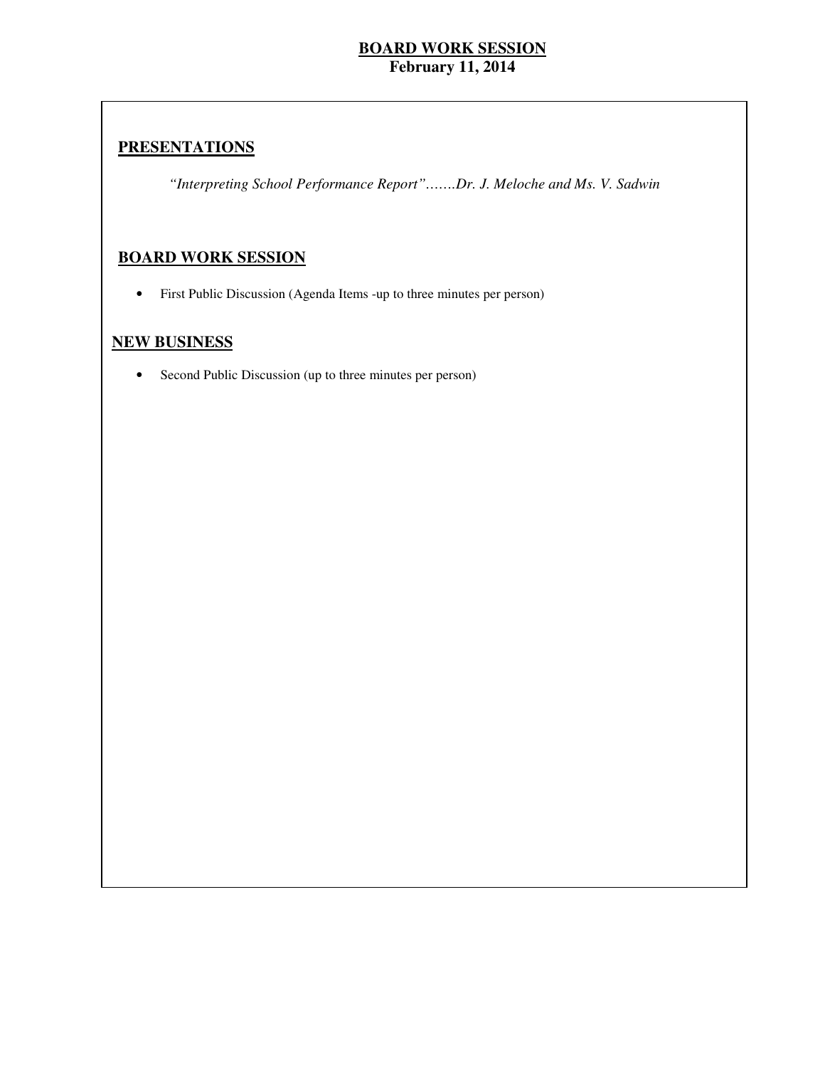**BOARD WORK SESSION**
**February 11, 2014**

## PRESENTATIONS

*"Interpreting School Performance Report"…….Dr. J. Meloche and Ms. V. Sadwin*

## BOARD WORK SESSION

- First Public Discussion (Agenda Items -up to three minutes per person)

## NEW BUSINESS

- Second Public Discussion (up to three minutes per person)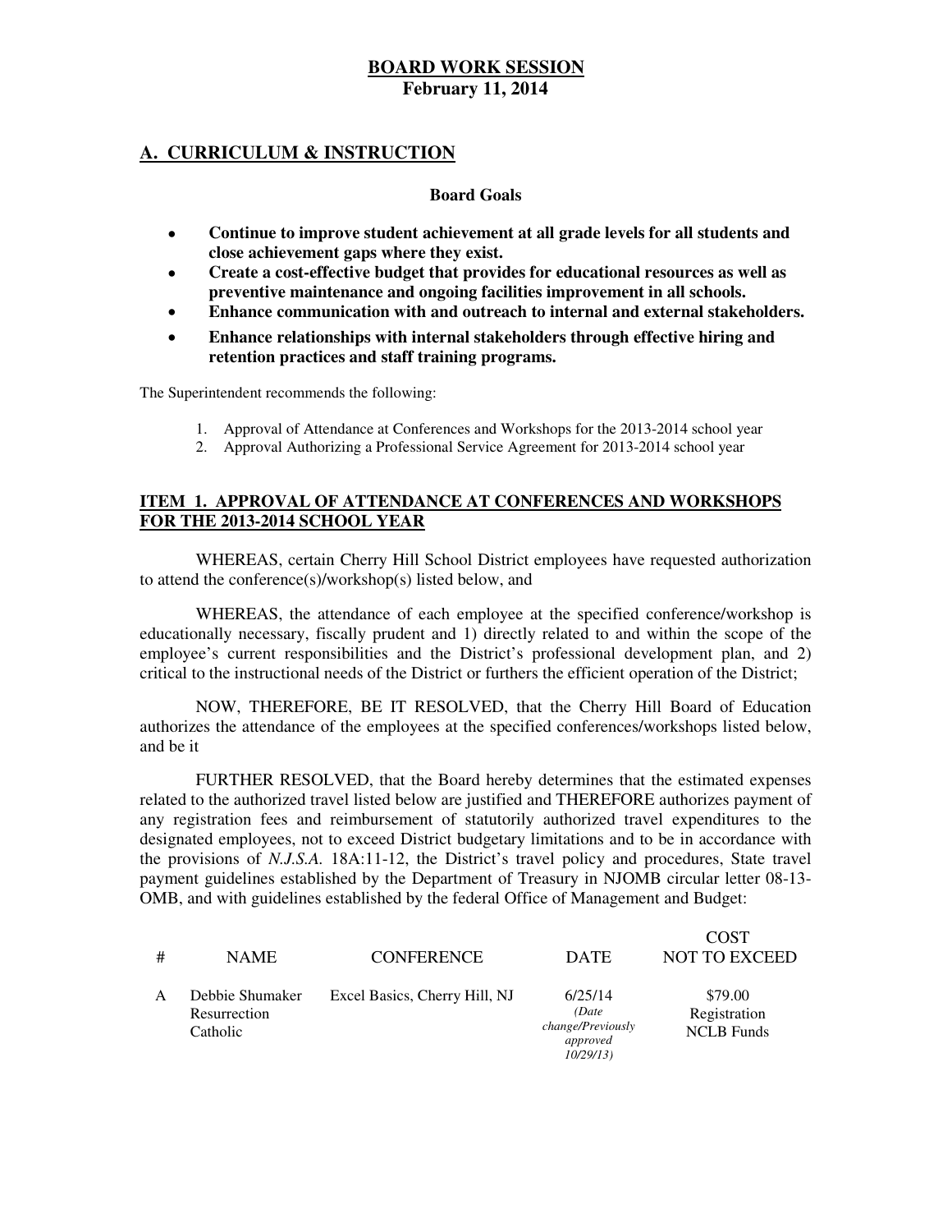# BOARD WORK SESSION
**February 11, 2014**

## A. CURRICULUM & INSTRUCTION

**Board Goals**

- **Continue to improve student achievement at all grade levels for all students and close achievement gaps where they exist.**
- **Create a cost-effective budget that provides for educational resources as well as preventive maintenance and ongoing facilities improvement in all schools.**
- **Enhance communication with and outreach to internal and external stakeholders.**
- **Enhance relationships with internal stakeholders through effective hiring and retention practices and staff training programs.**

The Superintendent recommends the following:

1. Approval of Attendance at Conferences and Workshops for the 2013-2014 school year
2. Approval Authorizing a Professional Service Agreement for 2013-2014 school year

### ITEM 1. APPROVAL OF ATTENDANCE AT CONFERENCES AND WORKSHOPS FOR THE 2013-2014 SCHOOL YEAR

WHEREAS, certain Cherry Hill School District employees have requested authorization to attend the conference(s)/workshop(s) listed below, and

WHEREAS, the attendance of each employee at the specified conference/workshop is educationally necessary, fiscally prudent and 1) directly related to and within the scope of the employee's current responsibilities and the District's professional development plan, and 2) critical to the instructional needs of the District or furthers the efficient operation of the District;

NOW, THEREFORE, BE IT RESOLVED, that the Cherry Hill Board of Education authorizes the attendance of the employees at the specified conferences/workshops listed below, and be it

FURTHER RESOLVED, that the Board hereby determines that the estimated expenses related to the authorized travel listed below are justified and THEREFORE authorizes payment of any registration fees and reimbursement of statutorily authorized travel expenditures to the designated employees, not to exceed District budgetary limitations and to be in accordance with the provisions of *N.J.S.A.* 18A:11-12, the District's travel policy and procedures, State travel payment guidelines established by the Department of Treasury in NJOMB circular letter 08-13-OMB, and with guidelines established by the federal Office of Management and Budget:

| # | NAME | CONFERENCE | DATE | COST NOT TO EXCEED |
|---|---|---|---|---|
| A | Debbie Shumaker Resurrection Catholic | Excel Basics, Cherry Hill, NJ | 6/25/14 *(Date change/Previously approved 10/29/13)* | $79.00 Registration NCLB Funds |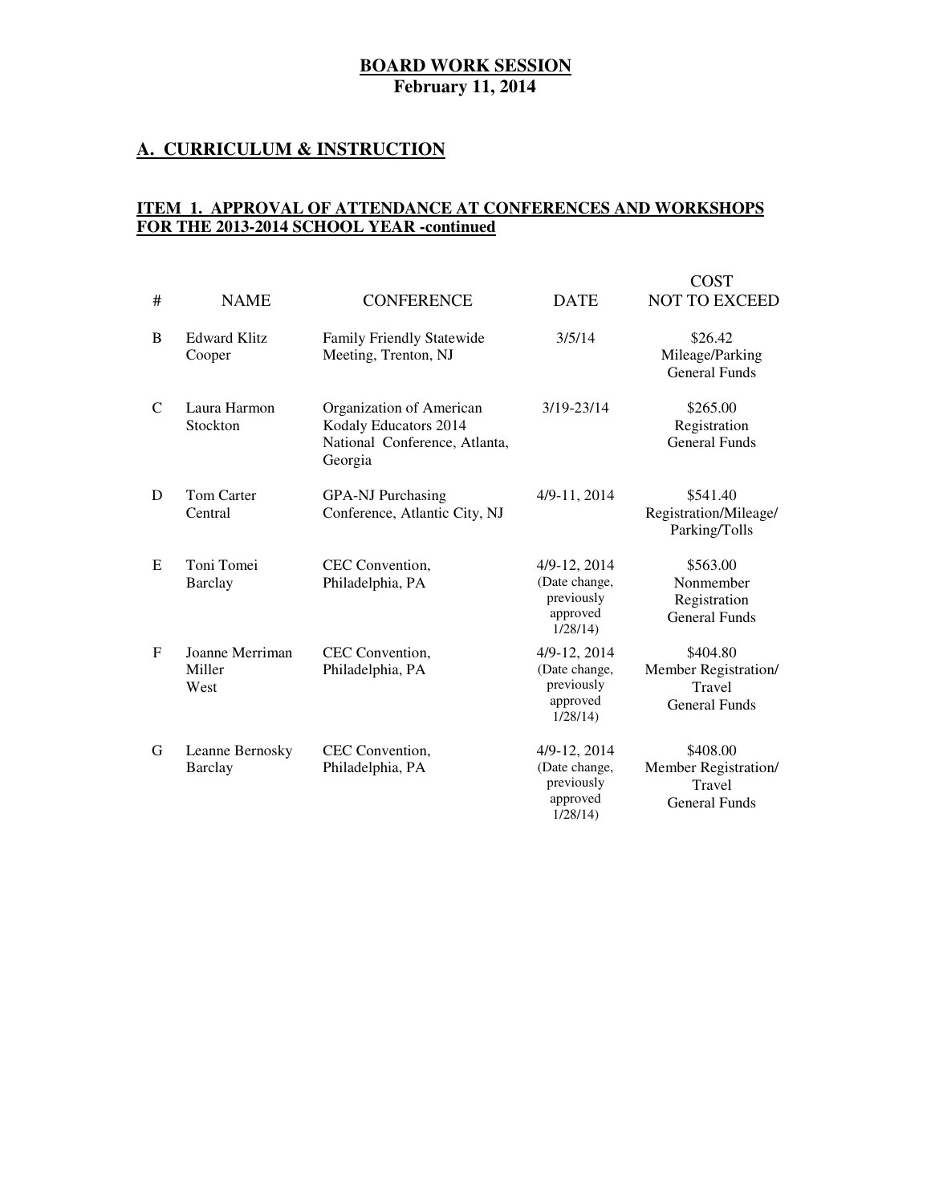**BOARD WORK SESSION**
**February 11, 2014**

## A. CURRICULUM & INSTRUCTION

### ITEM 1. APPROVAL OF ATTENDANCE AT CONFERENCES AND WORKSHOPS FOR THE 2013-2014 SCHOOL YEAR -continued

| # | NAME | CONFERENCE | DATE | COST NOT TO EXCEED |
|---|---|---|---|---|
| B | Edward Klitz Cooper | Family Friendly Statewide Meeting, Trenton, NJ | 3/5/14 | $26.42 Mileage/Parking General Funds |
| C | Laura Harmon Stockton | Organization of American Kodaly Educators 2014 National Conference, Atlanta, Georgia | 3/19-23/14 | $265.00 Registration General Funds |
| D | Tom Carter Central | GPA-NJ Purchasing Conference, Atlantic City, NJ | 4/9-11, 2014 | $541.40 Registration/Mileage/ Parking/Tolls |
| E | Toni Tomei Barclay | CEC Convention, Philadelphia, PA | 4/9-12, 2014 (Date change, previously approved 1/28/14) | $563.00 Nonmember Registration General Funds |
| F | Joanne Merriman Miller West | CEC Convention, Philadelphia, PA | 4/9-12, 2014 (Date change, previously approved 1/28/14) | $404.80 Member Registration/ Travel General Funds |
| G | Leanne Bernosky Barclay | CEC Convention, Philadelphia, PA | 4/9-12, 2014 (Date change, previously approved 1/28/14) | $408.00 Member Registration/ Travel General Funds |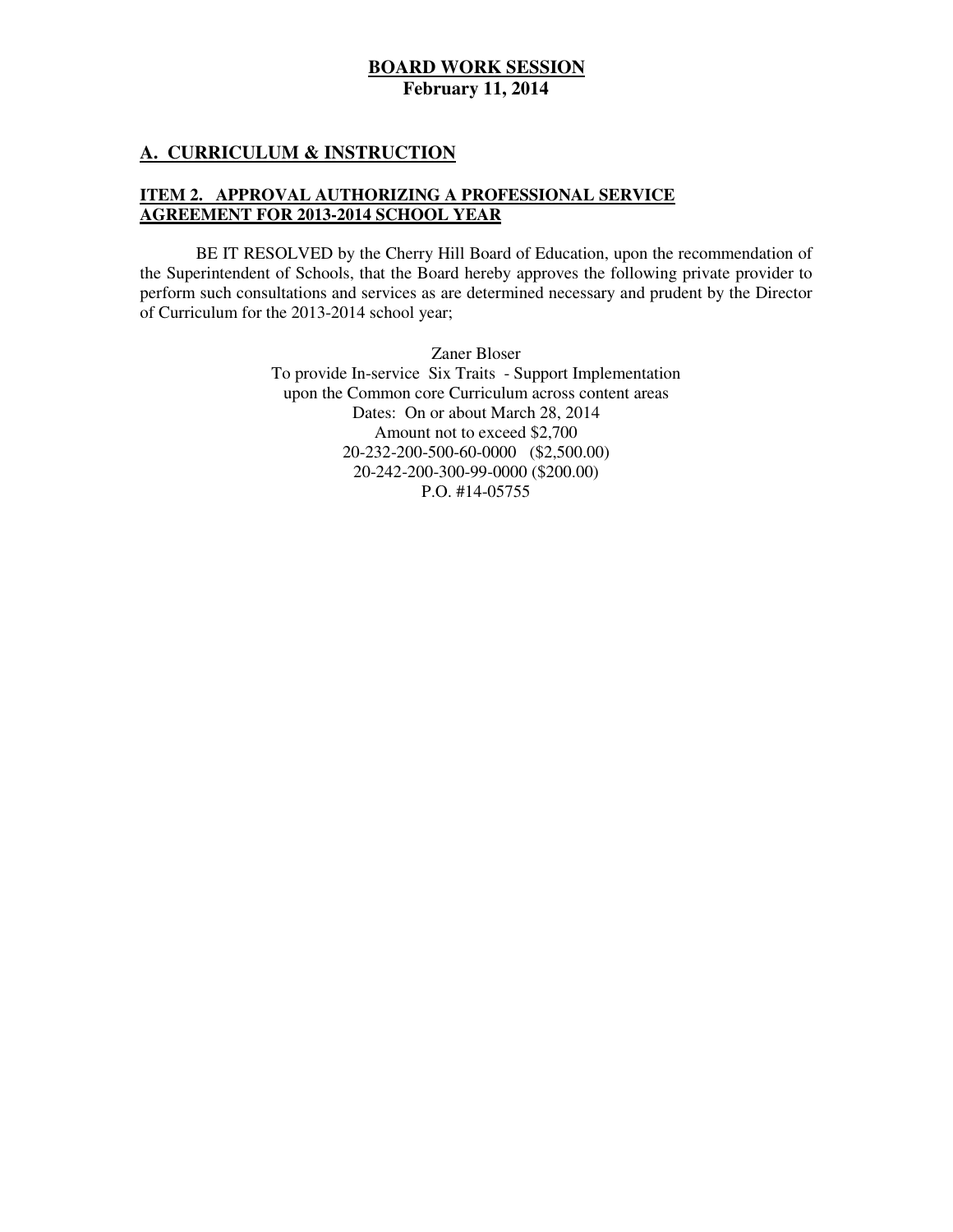# BOARD WORK SESSION
**February 11, 2014**

## A. CURRICULUM & INSTRUCTION

### ITEM 2. APPROVAL AUTHORIZING A PROFESSIONAL SERVICE AGREEMENT FOR 2013-2014 SCHOOL YEAR

BE IT RESOLVED by the Cherry Hill Board of Education, upon the recommendation of the Superintendent of Schools, that the Board hereby approves the following private provider to perform such consultations and services as are determined necessary and prudent by the Director of Curriculum for the 2013-2014 school year;

Zaner Bloser
To provide In-service Six Traits - Support Implementation
upon the Common core Curriculum across content areas
Dates: On or about March 28, 2014
Amount not to exceed $2,700
20-232-200-500-60-0000 ($2,500.00)
20-242-200-300-99-0000 ($200.00)
P.O. #14-05755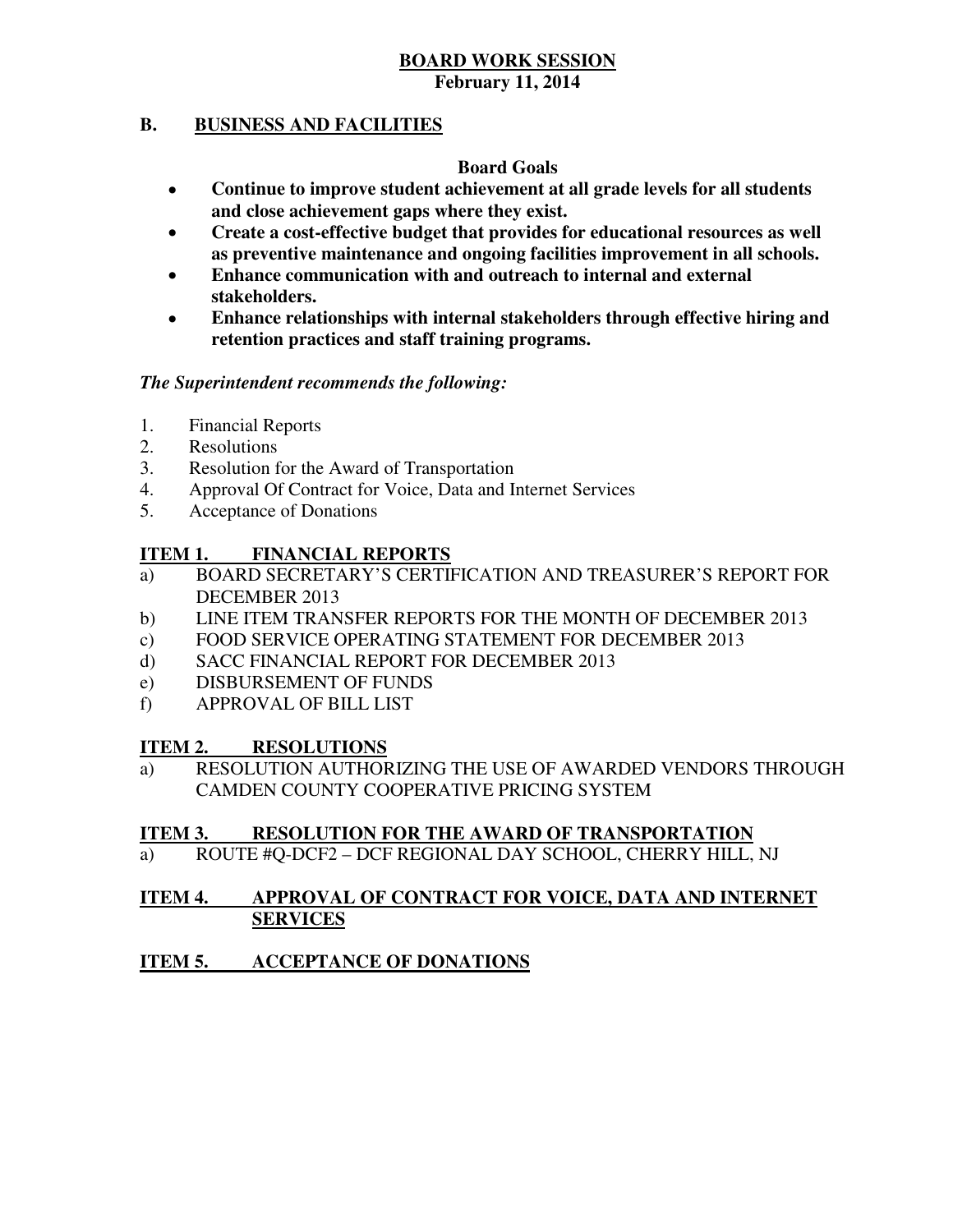**BOARD WORK SESSION**
**February 11, 2014**

## B. BUSINESS AND FACILITIES

**Board Goals**

- **Continue to improve student achievement at all grade levels for all students and close achievement gaps where they exist.**
- **Create a cost-effective budget that provides for educational resources as well as preventive maintenance and ongoing facilities improvement in all schools.**
- **Enhance communication with and outreach to internal and external stakeholders.**
- **Enhance relationships with internal stakeholders through effective hiring and retention practices and staff training programs.**

***The Superintendent recommends the following:***

1. Financial Reports
2. Resolutions
3. Resolution for the Award of Transportation
4. Approval Of Contract for Voice, Data and Internet Services
5. Acceptance of Donations

### ITEM 1. FINANCIAL REPORTS

a) BOARD SECRETARY'S CERTIFICATION AND TREASURER'S REPORT FOR DECEMBER 2013
b) LINE ITEM TRANSFER REPORTS FOR THE MONTH OF DECEMBER 2013
c) FOOD SERVICE OPERATING STATEMENT FOR DECEMBER 2013
d) SACC FINANCIAL REPORT FOR DECEMBER 2013
e) DISBURSEMENT OF FUNDS
f) APPROVAL OF BILL LIST

### ITEM 2. RESOLUTIONS

a) RESOLUTION AUTHORIZING THE USE OF AWARDED VENDORS THROUGH CAMDEN COUNTY COOPERATIVE PRICING SYSTEM

### ITEM 3. RESOLUTION FOR THE AWARD OF TRANSPORTATION

a) ROUTE #Q-DCF2 – DCF REGIONAL DAY SCHOOL, CHERRY HILL, NJ

### ITEM 4. APPROVAL OF CONTRACT FOR VOICE, DATA AND INTERNET SERVICES

### ITEM 5. ACCEPTANCE OF DONATIONS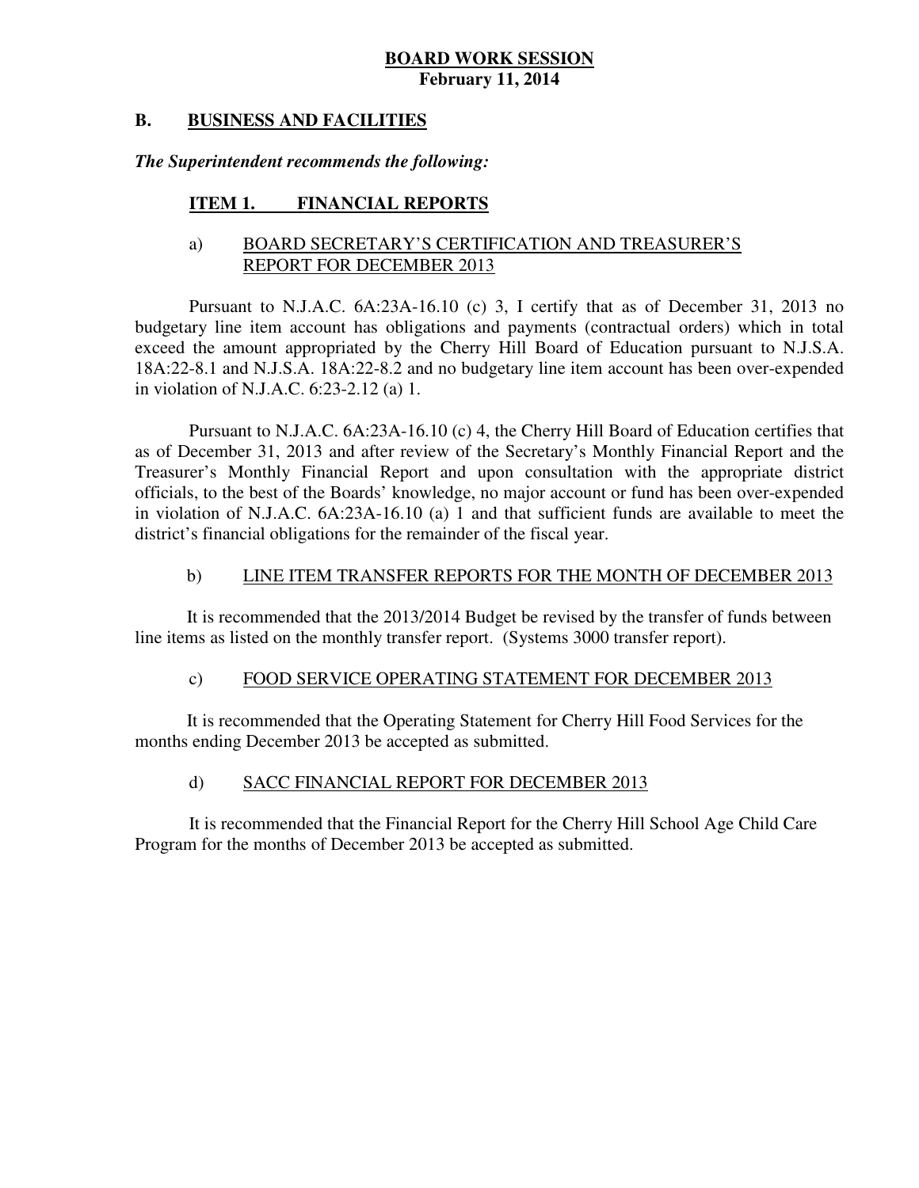**BOARD WORK SESSION**
**February 11, 2014**

## B. BUSINESS AND FACILITIES

***The Superintendent recommends the following:***

### ITEM 1. FINANCIAL REPORTS

a) BOARD SECRETARY'S CERTIFICATION AND TREASURER'S REPORT FOR DECEMBER 2013

Pursuant to N.J.A.C. 6A:23A-16.10 (c) 3, I certify that as of December 31, 2013 no budgetary line item account has obligations and payments (contractual orders) which in total exceed the amount appropriated by the Cherry Hill Board of Education pursuant to N.J.S.A. 18A:22-8.1 and N.J.S.A. 18A:22-8.2 and no budgetary line item account has been over-expended in violation of N.J.A.C. 6:23-2.12 (a) 1.

Pursuant to N.J.A.C. 6A:23A-16.10 (c) 4, the Cherry Hill Board of Education certifies that as of December 31, 2013 and after review of the Secretary's Monthly Financial Report and the Treasurer's Monthly Financial Report and upon consultation with the appropriate district officials, to the best of the Boards' knowledge, no major account or fund has been over-expended in violation of N.J.A.C. 6A:23A-16.10 (a) 1 and that sufficient funds are available to meet the district's financial obligations for the remainder of the fiscal year.

b) LINE ITEM TRANSFER REPORTS FOR THE MONTH OF DECEMBER 2013

It is recommended that the 2013/2014 Budget be revised by the transfer of funds between line items as listed on the monthly transfer report. (Systems 3000 transfer report).

c) FOOD SERVICE OPERATING STATEMENT FOR DECEMBER 2013

It is recommended that the Operating Statement for Cherry Hill Food Services for the months ending December 2013 be accepted as submitted.

d) SACC FINANCIAL REPORT FOR DECEMBER 2013

It is recommended that the Financial Report for the Cherry Hill School Age Child Care Program for the months of December 2013 be accepted as submitted.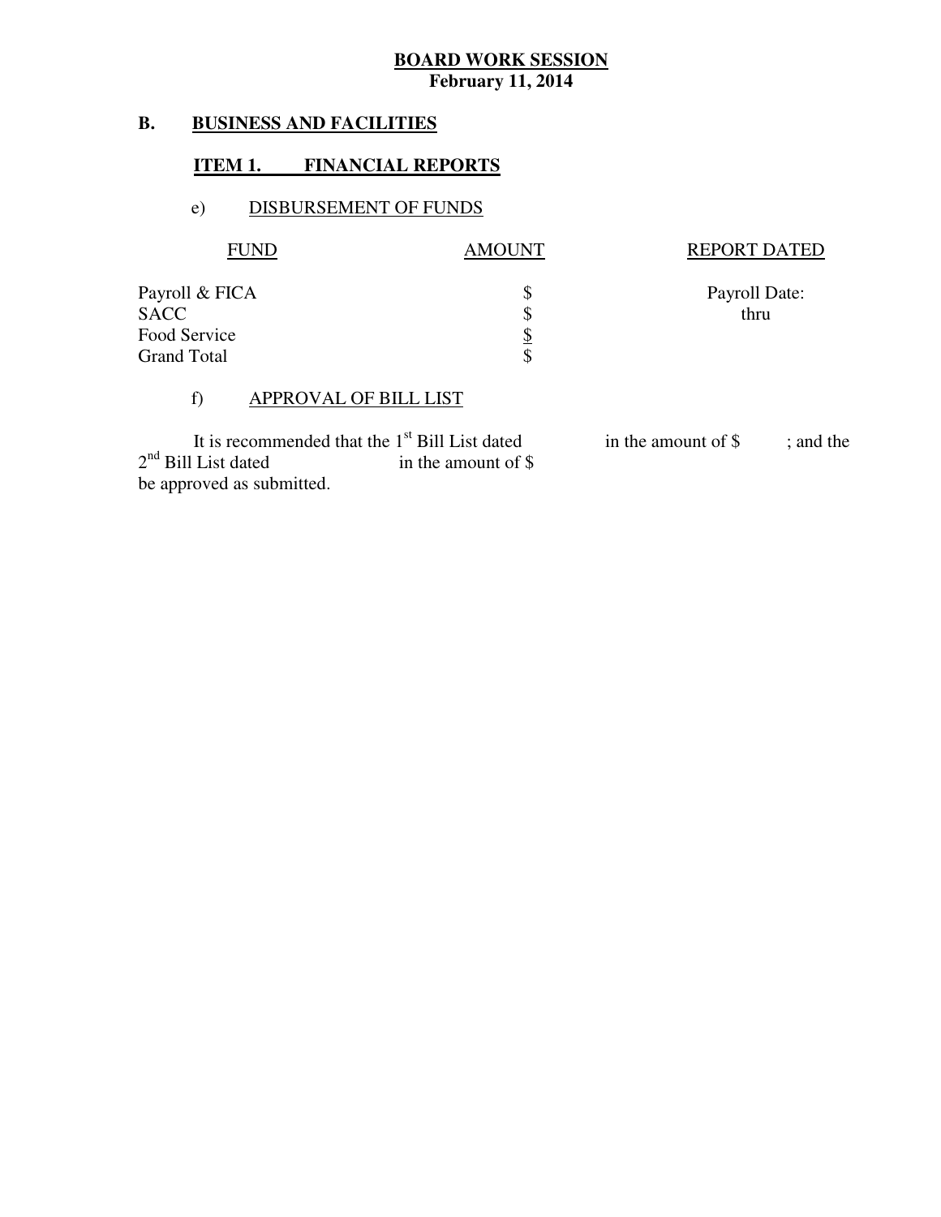**BOARD WORK SESSION**
**February 11, 2014**

## B. BUSINESS AND FACILITIES

### ITEM 1. FINANCIAL REPORTS

e) DISBURSEMENT OF FUNDS

| FUND | AMOUNT | REPORT DATED |
|---|---|---|
| Payroll & FICA | $ | Payroll Date: |
| SACC | $ | thru |
| Food Service | $ | |
| Grand Total | $ | |

f) APPROVAL OF BILL LIST

It is recommended that the 1st Bill List dated in the amount of $ ; and the 2nd Bill List dated in the amount of $ be approved as submitted.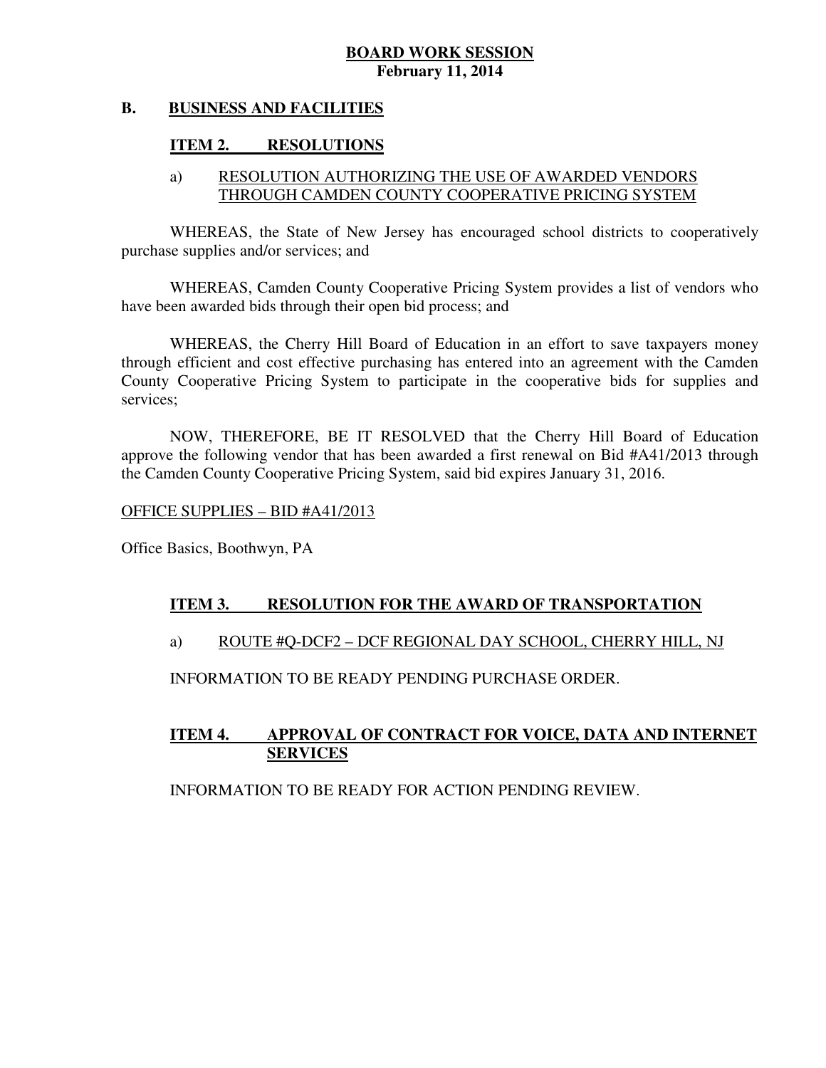**BOARD WORK SESSION**
**February 11, 2014**

## B. BUSINESS AND FACILITIES

### ITEM 2. RESOLUTIONS

a) RESOLUTION AUTHORIZING THE USE OF AWARDED VENDORS THROUGH CAMDEN COUNTY COOPERATIVE PRICING SYSTEM

WHEREAS, the State of New Jersey has encouraged school districts to cooperatively purchase supplies and/or services; and

WHEREAS, Camden County Cooperative Pricing System provides a list of vendors who have been awarded bids through their open bid process; and

WHEREAS, the Cherry Hill Board of Education in an effort to save taxpayers money through efficient and cost effective purchasing has entered into an agreement with the Camden County Cooperative Pricing System to participate in the cooperative bids for supplies and services;

NOW, THEREFORE, BE IT RESOLVED that the Cherry Hill Board of Education approve the following vendor that has been awarded a first renewal on Bid #A41/2013 through the Camden County Cooperative Pricing System, said bid expires January 31, 2016.

OFFICE SUPPLIES – BID #A41/2013

Office Basics, Boothwyn, PA

### ITEM 3. RESOLUTION FOR THE AWARD OF TRANSPORTATION

a) ROUTE #Q-DCF2 – DCF REGIONAL DAY SCHOOL, CHERRY HILL, NJ

INFORMATION TO BE READY PENDING PURCHASE ORDER.

### ITEM 4. APPROVAL OF CONTRACT FOR VOICE, DATA AND INTERNET SERVICES

INFORMATION TO BE READY FOR ACTION PENDING REVIEW.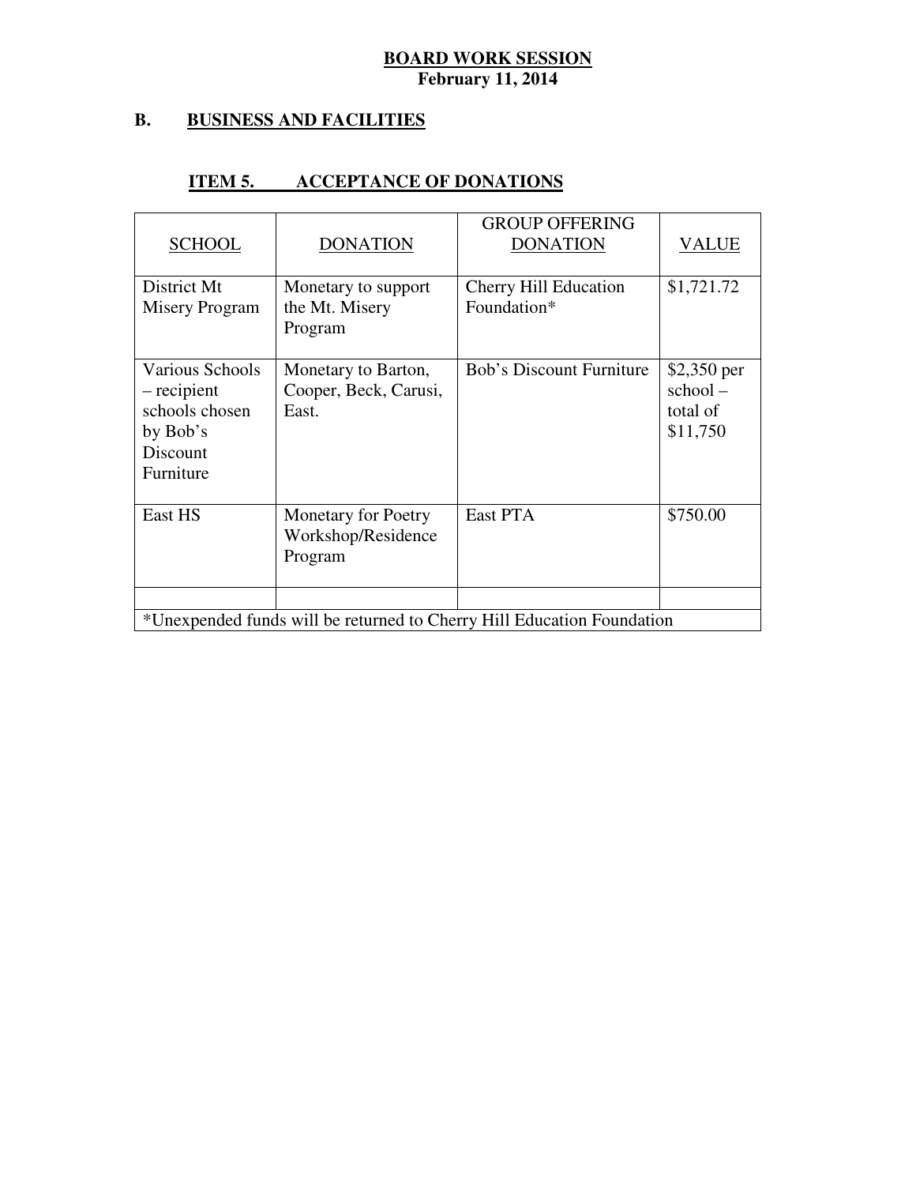**BOARD WORK SESSION**
**February 11, 2014**

## B. BUSINESS AND FACILITIES

### ITEM 5. ACCEPTANCE OF DONATIONS

| SCHOOL | DONATION | GROUP OFFERING DONATION | VALUE |
|---|---|---|---|
| District Mt Misery Program | Monetary to support the Mt. Misery Program | Cherry Hill Education Foundation* | $1,721.72 |
| Various Schools – recipient schools chosen by Bob's Discount Furniture | Monetary to Barton, Cooper, Beck, Carusi, East. | Bob's Discount Furniture | $2,350 per school – total of $11,750 |
| East HS | Monetary for Poetry Workshop/Residence Program | East PTA | $750.00 |
| | | | |

*Unexpended funds will be returned to Cherry Hill Education Foundation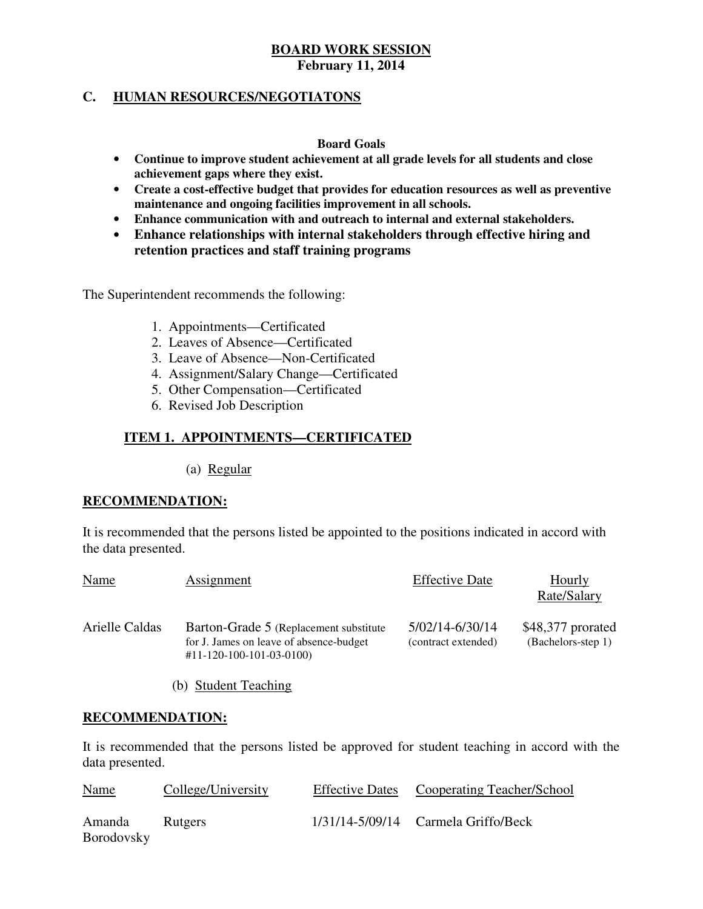**BOARD WORK SESSION**
**February 11, 2014**

## C. HUMAN RESOURCES/NEGOTIATONS

**Board Goals**

- **Continue to improve student achievement at all grade levels for all students and close achievement gaps where they exist.**
- **Create a cost-effective budget that provides for education resources as well as preventive maintenance and ongoing facilities improvement in all schools.**
- **Enhance communication with and outreach to internal and external stakeholders.**
- **Enhance relationships with internal stakeholders through effective hiring and retention practices and staff training programs**

The Superintendent recommends the following:

1. Appointments—Certificated
2. Leaves of Absence—Certificated
3. Leave of Absence—Non-Certificated
4. Assignment/Salary Change—Certificated
5. Other Compensation—Certificated
6. Revised Job Description

### ITEM 1. APPOINTMENTS—CERTIFICATED

(a) Regular

**RECOMMENDATION:**

It is recommended that the persons listed be appointed to the positions indicated in accord with the data presented.

| Name | Assignment | Effective Date | Hourly Rate/Salary |
|---|---|---|---|
| Arielle Caldas | Barton-Grade 5 (Replacement substitute for J. James on leave of absence-budget #11-120-100-101-03-0100) | 5/02/14-6/30/14 (contract extended) | $48,377 prorated (Bachelors-step 1) |

(b) Student Teaching

**RECOMMENDATION:**

It is recommended that the persons listed be approved for student teaching in accord with the data presented.

| Name | College/University | Effective Dates | Cooperating Teacher/School |
|---|---|---|---|
| Amanda Borodovsky | Rutgers | 1/31/14-5/09/14 | Carmela Griffo/Beck |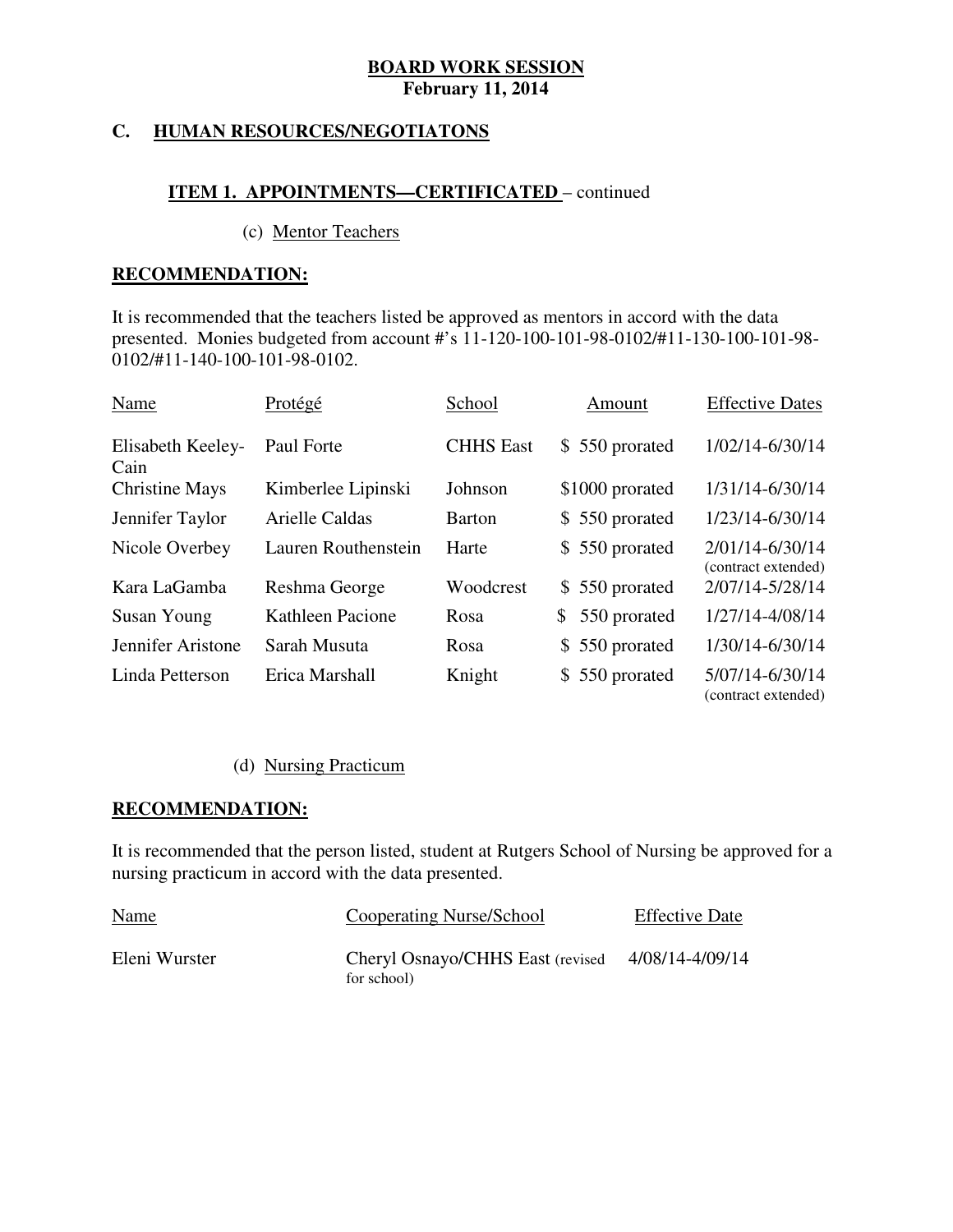**BOARD WORK SESSION**
**February 11, 2014**

## C. HUMAN RESOURCES/NEGOTIATONS

### ITEM 1. APPOINTMENTS—CERTIFICATED – continued

(c) Mentor Teachers

**RECOMMENDATION:**

It is recommended that the teachers listed be approved as mentors in accord with the data presented. Monies budgeted from account #'s 11-120-100-101-98-0102/#11-130-100-101-98-0102/#11-140-100-101-98-0102.

| Name | Protégé | School | Amount | Effective Dates |
|---|---|---|---|---|
| Elisabeth Keeley-Cain | Paul Forte | CHHS East | $ 550 prorated | 1/02/14-6/30/14 |
| Christine Mays | Kimberlee Lipinski | Johnson | $1000 prorated | 1/31/14-6/30/14 |
| Jennifer Taylor | Arielle Caldas | Barton | $ 550 prorated | 1/23/14-6/30/14 |
| Nicole Overbey | Lauren Routhenstein | Harte | $ 550 prorated | 2/01/14-6/30/14 (contract extended) |
| Kara LaGamba | Reshma George | Woodcrest | $ 550 prorated | 2/07/14-5/28/14 |
| Susan Young | Kathleen Pacione | Rosa | $ 550 prorated | 1/27/14-4/08/14 |
| Jennifer Aristone | Sarah Musuta | Rosa | $ 550 prorated | 1/30/14-6/30/14 |
| Linda Petterson | Erica Marshall | Knight | $ 550 prorated | 5/07/14-6/30/14 (contract extended) |

(d) Nursing Practicum

**RECOMMENDATION:**

It is recommended that the person listed, student at Rutgers School of Nursing be approved for a nursing practicum in accord with the data presented.

| Name | Cooperating Nurse/School | Effective Date |
|---|---|---|
| Eleni Wurster | Cheryl Osnayo/CHHS East (revised for school) | 4/08/14-4/09/14 |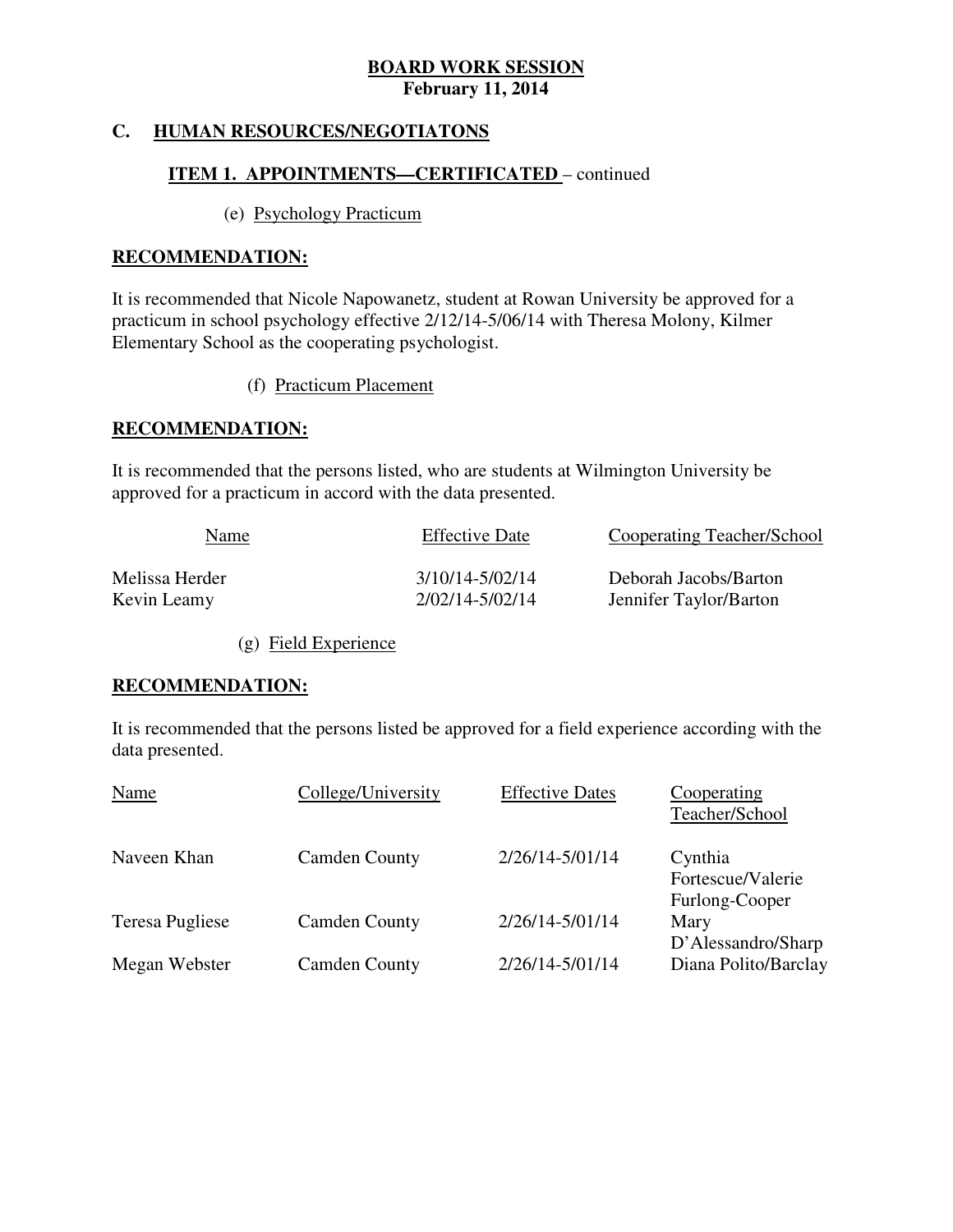**BOARD WORK SESSION**
**February 11, 2014**

## C. HUMAN RESOURCES/NEGOTIATONS

### ITEM 1. APPOINTMENTS—CERTIFICATED – continued

(e) Psychology Practicum

**RECOMMENDATION:**

It is recommended that Nicole Napowanetz, student at Rowan University be approved for a practicum in school psychology effective 2/12/14-5/06/14 with Theresa Molony, Kilmer Elementary School as the cooperating psychologist.

(f) Practicum Placement

**RECOMMENDATION:**

It is recommended that the persons listed, who are students at Wilmington University be approved for a practicum in accord with the data presented.

| Name | Effective Date | Cooperating Teacher/School |
|---|---|---|
| Melissa Herder | 3/10/14-5/02/14 | Deborah Jacobs/Barton |
| Kevin Leamy | 2/02/14-5/02/14 | Jennifer Taylor/Barton |

(g) Field Experience

**RECOMMENDATION:**

It is recommended that the persons listed be approved for a field experience according with the data presented.

| Name | College/University | Effective Dates | Cooperating Teacher/School |
|---|---|---|---|
| Naveen Khan | Camden County | 2/26/14-5/01/14 | Cynthia Fortescue/Valerie Furlong-Cooper |
| Teresa Pugliese | Camden County | 2/26/14-5/01/14 | Mary D'Alessandro/Sharp |
| Megan Webster | Camden County | 2/26/14-5/01/14 | Diana Polito/Barclay |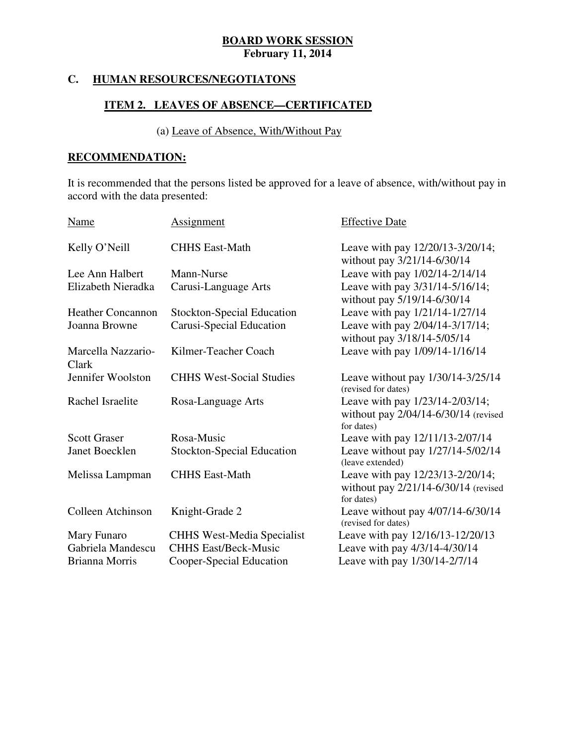**BOARD WORK SESSION**
**February 11, 2014**

## C. HUMAN RESOURCES/NEGOTIATONS

### ITEM 2. LEAVES OF ABSENCE—CERTIFICATED

(a) Leave of Absence, With/Without Pay

**RECOMMENDATION:**

It is recommended that the persons listed be approved for a leave of absence, with/without pay in accord with the data presented:

| Name | Assignment | Effective Date |
|---|---|---|
| Kelly O'Neill | CHHS East-Math | Leave with pay 12/20/13-3/20/14; without pay 3/21/14-6/30/14 |
| Lee Ann Halbert | Mann-Nurse | Leave with pay 1/02/14-2/14/14 |
| Elizabeth Nieradka | Carusi-Language Arts | Leave with pay 3/31/14-5/16/14; without pay 5/19/14-6/30/14 |
| Heather Concannon | Stockton-Special Education | Leave with pay 1/21/14-1/27/14 |
| Joanna Browne | Carusi-Special Education | Leave with pay 2/04/14-3/17/14; without pay 3/18/14-5/05/14 |
| Marcella Nazzario-Clark | Kilmer-Teacher Coach | Leave with pay 1/09/14-1/16/14 |
| Jennifer Woolston | CHHS West-Social Studies | Leave without pay 1/30/14-3/25/14 (revised for dates) |
| Rachel Israelite | Rosa-Language Arts | Leave with pay 1/23/14-2/03/14; without pay 2/04/14-6/30/14 (revised for dates) |
| Scott Graser | Rosa-Music | Leave with pay 12/11/13-2/07/14 |
| Janet Boecklen | Stockton-Special Education | Leave without pay 1/27/14-5/02/14 (leave extended) |
| Melissa Lampman | CHHS East-Math | Leave with pay 12/23/13-2/20/14; without pay 2/21/14-6/30/14 (revised for dates) |
| Colleen Atchinson | Knight-Grade 2 | Leave without pay 4/07/14-6/30/14 (revised for dates) |
| Mary Funaro | CHHS West-Media Specialist | Leave with pay 12/16/13-12/20/13 |
| Gabriela Mandescu | CHHS East/Beck-Music | Leave with pay 4/3/14-4/30/14 |
| Brianna Morris | Cooper-Special Education | Leave with pay 1/30/14-2/7/14 |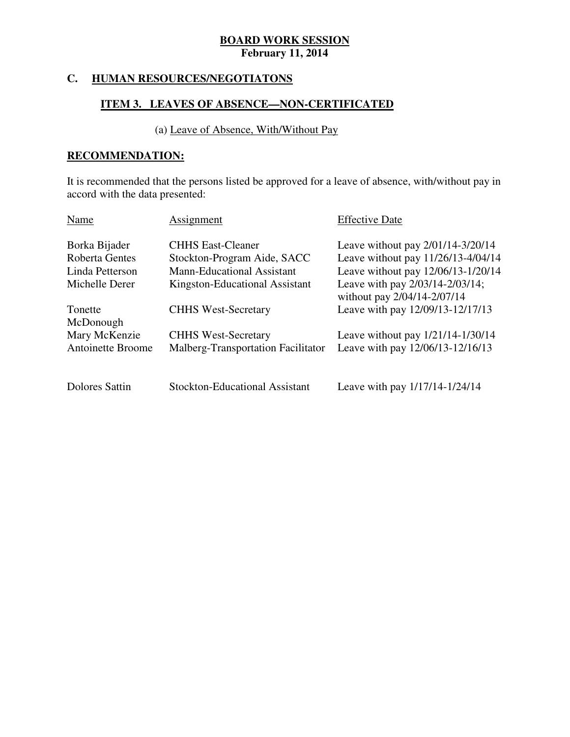**BOARD WORK SESSION**
**February 11, 2014**

## C. HUMAN RESOURCES/NEGOTIATONS

### ITEM 3. LEAVES OF ABSENCE—NON-CERTIFICATED

(a) Leave of Absence, With/Without Pay

**RECOMMENDATION:**

It is recommended that the persons listed be approved for a leave of absence, with/without pay in accord with the data presented:

| Name | Assignment | Effective Date |
|---|---|---|
| Borka Bijader | CHHS East-Cleaner | Leave without pay 2/01/14-3/20/14 |
| Roberta Gentes | Stockton-Program Aide, SACC | Leave without pay 11/26/13-4/04/14 |
| Linda Petterson | Mann-Educational Assistant | Leave without pay 12/06/13-1/20/14 |
| Michelle Derer | Kingston-Educational Assistant | Leave with pay 2/03/14-2/03/14; without pay 2/04/14-2/07/14 |
| Tonette McDonough | CHHS West-Secretary | Leave with pay 12/09/13-12/17/13 |
| Mary McKenzie | CHHS West-Secretary | Leave without pay 1/21/14-1/30/14 |
| Antoinette Broome | Malberg-Transportation Facilitator | Leave with pay 12/06/13-12/16/13 |
| Dolores Sattin | Stockton-Educational Assistant | Leave with pay 1/17/14-1/24/14 |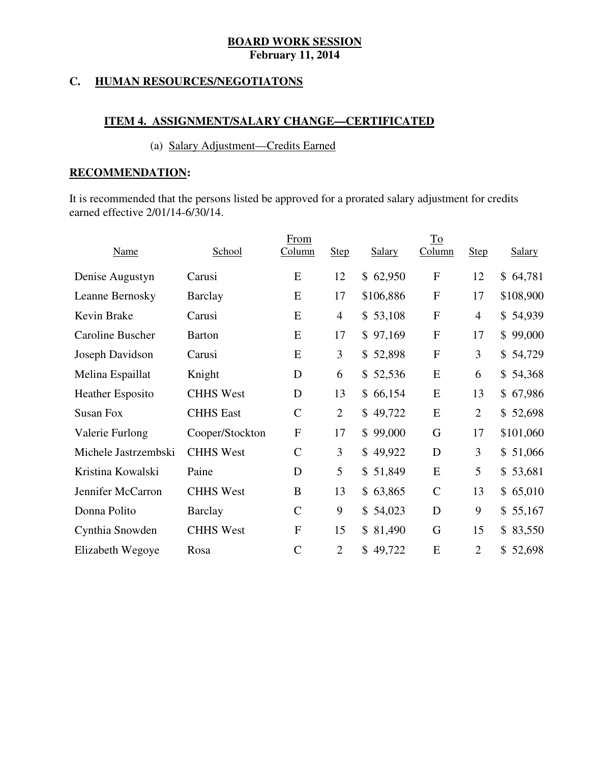**BOARD WORK SESSION**
**February 11, 2014**

## C. HUMAN RESOURCES/NEGOTIATONS

### ITEM 4. ASSIGNMENT/SALARY CHANGE—CERTIFICATED

(a) Salary Adjustment—Credits Earned

**RECOMMENDATION:**

It is recommended that the persons listed be approved for a prorated salary adjustment for credits earned effective 2/01/14-6/30/14.

| Name | School | From Column | Step | Salary | To Column | Step | Salary |
|---|---|---|---|---|---|---|---|
| Denise Augustyn | Carusi | E | 12 | $ 62,950 | F | 12 | $ 64,781 |
| Leanne Bernosky | Barclay | E | 17 | $106,886 | F | 17 | $108,900 |
| Kevin Brake | Carusi | E | 4 | $ 53,108 | F | 4 | $ 54,939 |
| Caroline Buscher | Barton | E | 17 | $ 97,169 | F | 17 | $ 99,000 |
| Joseph Davidson | Carusi | E | 3 | $ 52,898 | F | 3 | $ 54,729 |
| Melina Espaillat | Knight | D | 6 | $ 52,536 | E | 6 | $ 54,368 |
| Heather Esposito | CHHS West | D | 13 | $ 66,154 | E | 13 | $ 67,986 |
| Susan Fox | CHHS East | C | 2 | $ 49,722 | E | 2 | $ 52,698 |
| Valerie Furlong | Cooper/Stockton | F | 17 | $ 99,000 | G | 17 | $101,060 |
| Michele Jastrzembski | CHHS West | C | 3 | $ 49,922 | D | 3 | $ 51,066 |
| Kristina Kowalski | Paine | D | 5 | $ 51,849 | E | 5 | $ 53,681 |
| Jennifer McCarron | CHHS West | B | 13 | $ 63,865 | C | 13 | $ 65,010 |
| Donna Polito | Barclay | C | 9 | $ 54,023 | D | 9 | $ 55,167 |
| Cynthia Snowden | CHHS West | F | 15 | $ 81,490 | G | 15 | $ 83,550 |
| Elizabeth Wegoye | Rosa | C | 2 | $ 49,722 | E | 2 | $ 52,698 |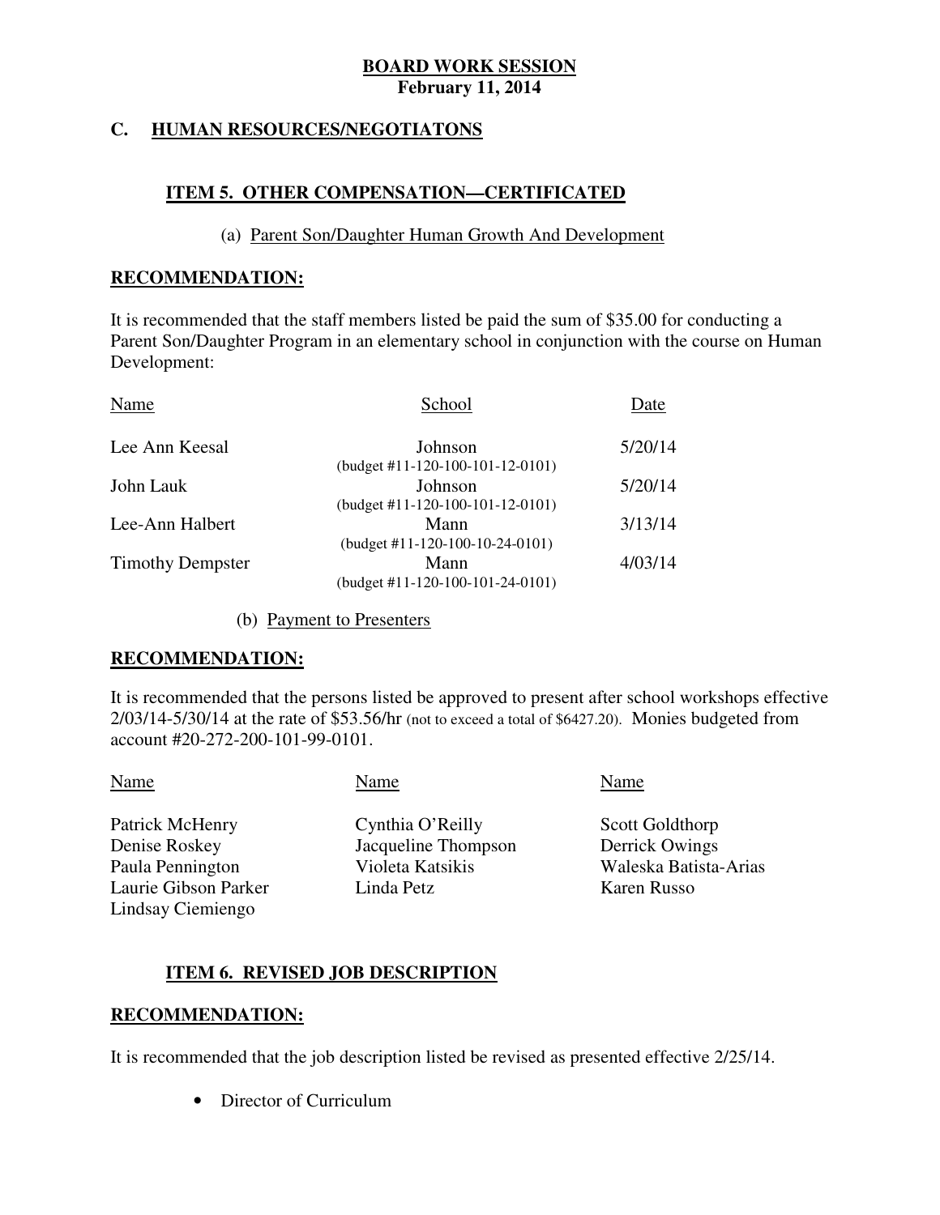**BOARD WORK SESSION**
**February 11, 2014**

## C. HUMAN RESOURCES/NEGOTIATONS

### ITEM 5. OTHER COMPENSATION—CERTIFICATED

(a) Parent Son/Daughter Human Growth And Development

**RECOMMENDATION:**

It is recommended that the staff members listed be paid the sum of $35.00 for conducting a Parent Son/Daughter Program in an elementary school in conjunction with the course on Human Development:

| Name | School | Date |
|---|---|---|
| Lee Ann Keesal | Johnson (budget #11-120-100-101-12-0101) | 5/20/14 |
| John Lauk | Johnson (budget #11-120-100-101-12-0101) | 5/20/14 |
| Lee-Ann Halbert | Mann (budget #11-120-100-10-24-0101) | 3/13/14 |
| Timothy Dempster | Mann (budget #11-120-100-101-24-0101) | 4/03/14 |

(b) Payment to Presenters

**RECOMMENDATION:**

It is recommended that the persons listed be approved to present after school workshops effective 2/03/14-5/30/14 at the rate of $53.56/hr (not to exceed a total of $6427.20). Monies budgeted from account #20-272-200-101-99-0101.

| Name | Name | Name |
|---|---|---|
| Patrick McHenry | Cynthia O'Reilly | Scott Goldthorp |
| Denise Roskey | Jacqueline Thompson | Derrick Owings |
| Paula Pennington | Violeta Katsikis | Waleska Batista-Arias |
| Laurie Gibson Parker | Linda Petz | Karen Russo |
| Lindsay Ciemiengo | | |

### ITEM 6. REVISED JOB DESCRIPTION

**RECOMMENDATION:**

It is recommended that the job description listed be revised as presented effective 2/25/14.

- Director of Curriculum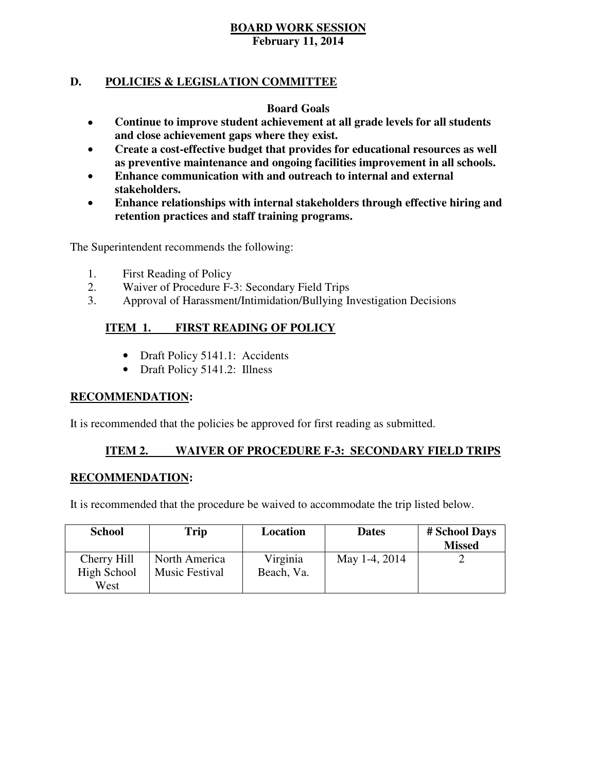**BOARD WORK SESSION**
**February 11, 2014**

## D. POLICIES & LEGISLATION COMMITTEE

**Board Goals**

- **Continue to improve student achievement at all grade levels for all students and close achievement gaps where they exist.**
- **Create a cost-effective budget that provides for educational resources as well as preventive maintenance and ongoing facilities improvement in all schools.**
- **Enhance communication with and outreach to internal and external stakeholders.**
- **Enhance relationships with internal stakeholders through effective hiring and retention practices and staff training programs.**

The Superintendent recommends the following:

1. First Reading of Policy
2. Waiver of Procedure F-3: Secondary Field Trips
3. Approval of Harassment/Intimidation/Bullying Investigation Decisions

### ITEM 1. FIRST READING OF POLICY

- Draft Policy 5141.1: Accidents
- Draft Policy 5141.2: Illness

**RECOMMENDATION:**

It is recommended that the policies be approved for first reading as submitted.

### ITEM 2. WAIVER OF PROCEDURE F-3: SECONDARY FIELD TRIPS

**RECOMMENDATION:**

It is recommended that the procedure be waived to accommodate the trip listed below.

| School | Trip | Location | Dates | # School Days Missed |
|---|---|---|---|---|
| Cherry Hill High School West | North America Music Festival | Virginia Beach, Va. | May 1-4, 2014 | 2 |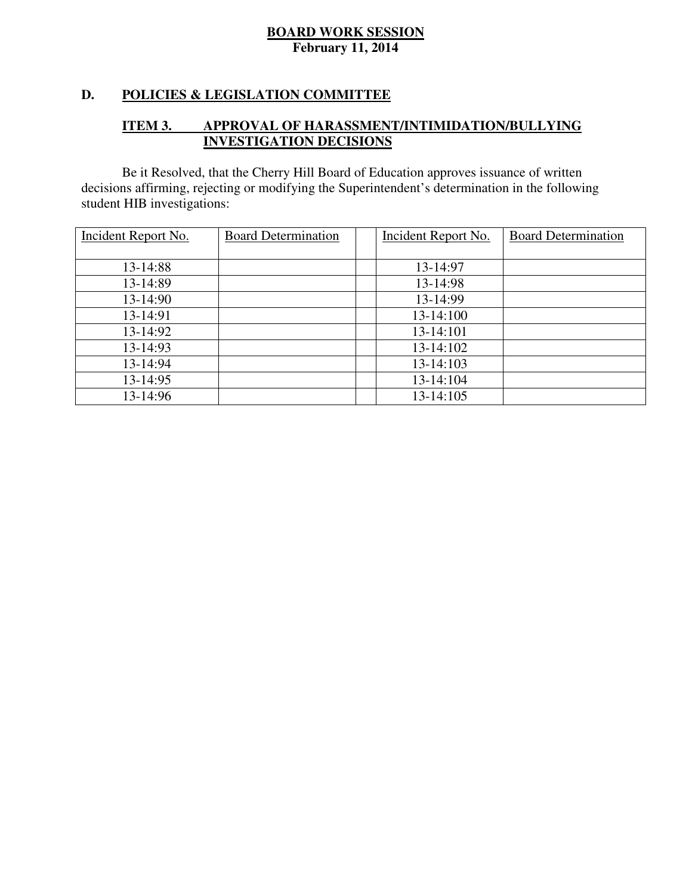**BOARD WORK SESSION**
**February 11, 2014**

## D. POLICIES & LEGISLATION COMMITTEE

### ITEM 3. APPROVAL OF HARASSMENT/INTIMIDATION/BULLYING INVESTIGATION DECISIONS

Be it Resolved, that the Cherry Hill Board of Education approves issuance of written decisions affirming, rejecting or modifying the Superintendent's determination in the following student HIB investigations:

| Incident Report No. | Board Determination | | Incident Report No. | Board Determination |
|---|---|---|---|---|
| 13-14:88 | | | 13-14:97 | |
| 13-14:89 | | | 13-14:98 | |
| 13-14:90 | | | 13-14:99 | |
| 13-14:91 | | | 13-14:100 | |
| 13-14:92 | | | 13-14:101 | |
| 13-14:93 | | | 13-14:102 | |
| 13-14:94 | | | 13-14:103 | |
| 13-14:95 | | | 13-14:104 | |
| 13-14:96 | | | 13-14:105 | |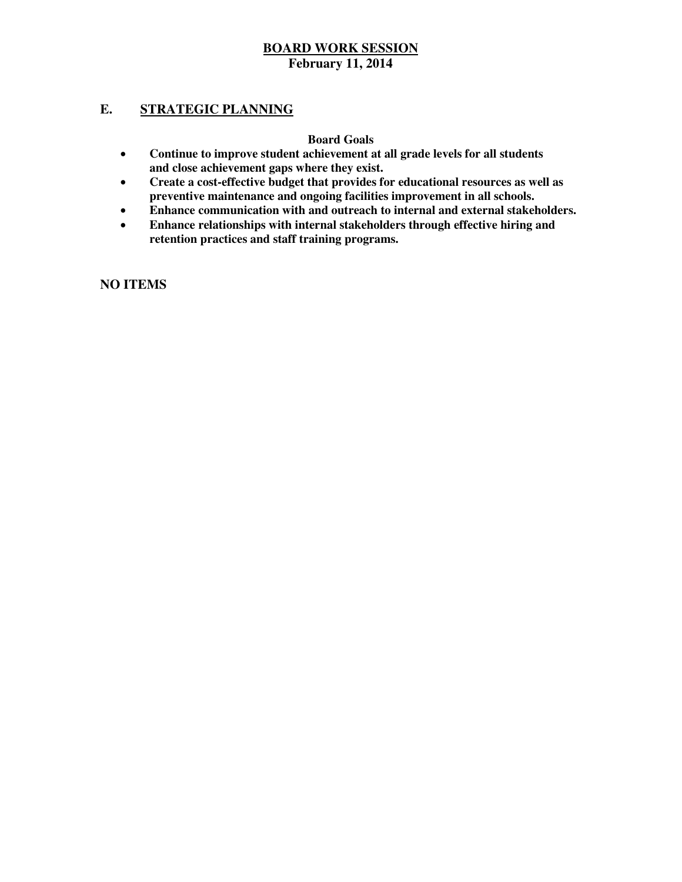**BOARD WORK SESSION**
**February 11, 2014**

## E. STRATEGIC PLANNING

**Board Goals**

- **Continue to improve student achievement at all grade levels for all students and close achievement gaps where they exist.**
- **Create a cost-effective budget that provides for educational resources as well as preventive maintenance and ongoing facilities improvement in all schools.**
- **Enhance communication with and outreach to internal and external stakeholders.**
- **Enhance relationships with internal stakeholders through effective hiring and retention practices and staff training programs.**

**NO ITEMS**